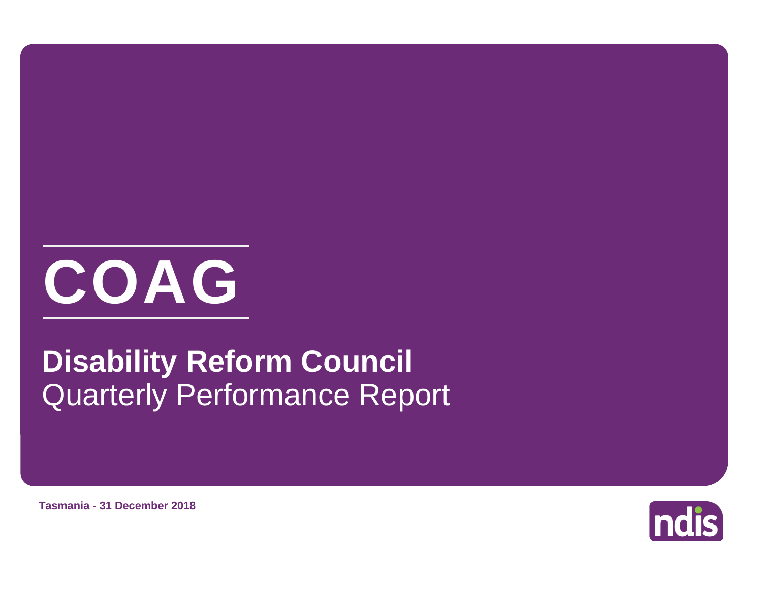# COAG

## Disability Reform Council
Quarterly Performance Report

**Tasmania - 31 December 2018**

ndis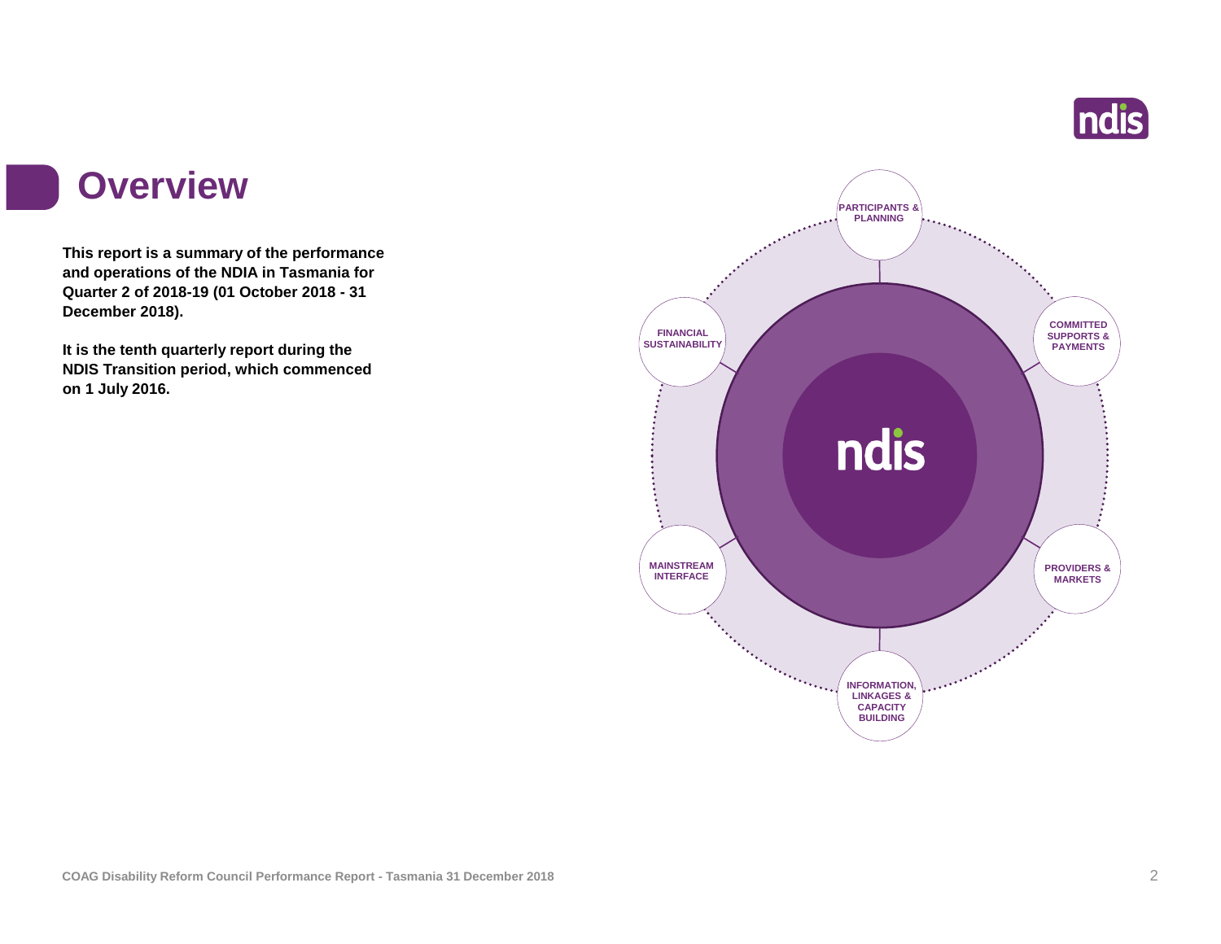# Overview

**This report is a summary of the performance and operations of the NDIA in Tasmania for Quarter 2 of 2018-19 (01 October 2018 - 31 December 2018).**

**It is the tenth quarterly report during the NDIS Transition period, which commenced on 1 July 2016.**

- PARTICIPANTS & PLANNING
- COMMITTED SUPPORTS & PAYMENTS
- PROVIDERS & MARKETS
- INFORMATION, LINKAGES & CAPACITY BUILDING
- MAINSTREAM INTERFACE
- FINANCIAL SUSTAINABILITY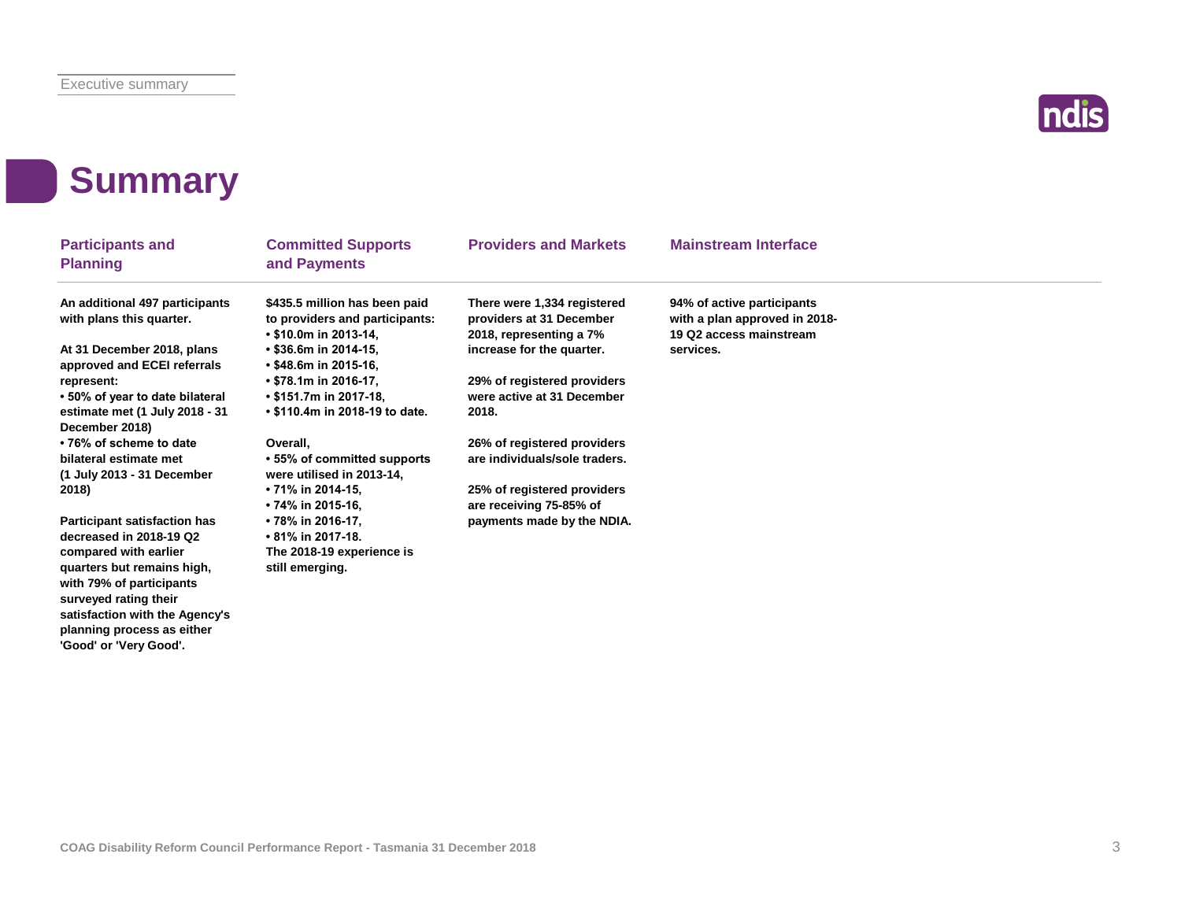# Summary

## Participants and Planning

**An additional 497 participants with plans this quarter.**

**At 31 December 2018, plans approved and ECEI referrals represent:**
- **50% of year to date bilateral estimate met (1 July 2018 - 31 December 2018)**
- **76% of scheme to date bilateral estimate met (1 July 2013 - 31 December 2018)**

**Participant satisfaction has decreased in 2018-19 Q2 compared with earlier quarters but remains high, with 79% of participants surveyed rating their satisfaction with the Agency's planning process as either 'Good' or 'Very Good'.**

## Committed Supports and Payments

**$435.5 million has been paid to providers and participants:**
- **$10.0m in 2013-14,**
- **$36.6m in 2014-15,**
- **$48.6m in 2015-16,**
- **$78.1m in 2016-17,**
- **$151.7m in 2017-18,**
- **$110.4m in 2018-19 to date.**

**Overall,**
- **55% of committed supports were utilised in 2013-14,**
- **71% in 2014-15,**
- **74% in 2015-16,**
- **78% in 2016-17,**
- **81% in 2017-18.**

**The 2018-19 experience is still emerging.**

## Providers and Markets

**There were 1,334 registered providers at 31 December 2018, representing a 7% increase for the quarter.**

**29% of registered providers were active at 31 December 2018.**

**26% of registered providers are individuals/sole traders.**

**25% of registered providers are receiving 75-85% of payments made by the NDIA.**

## Mainstream Interface

**94% of active participants with a plan approved in 2018-19 Q2 access mainstream services.**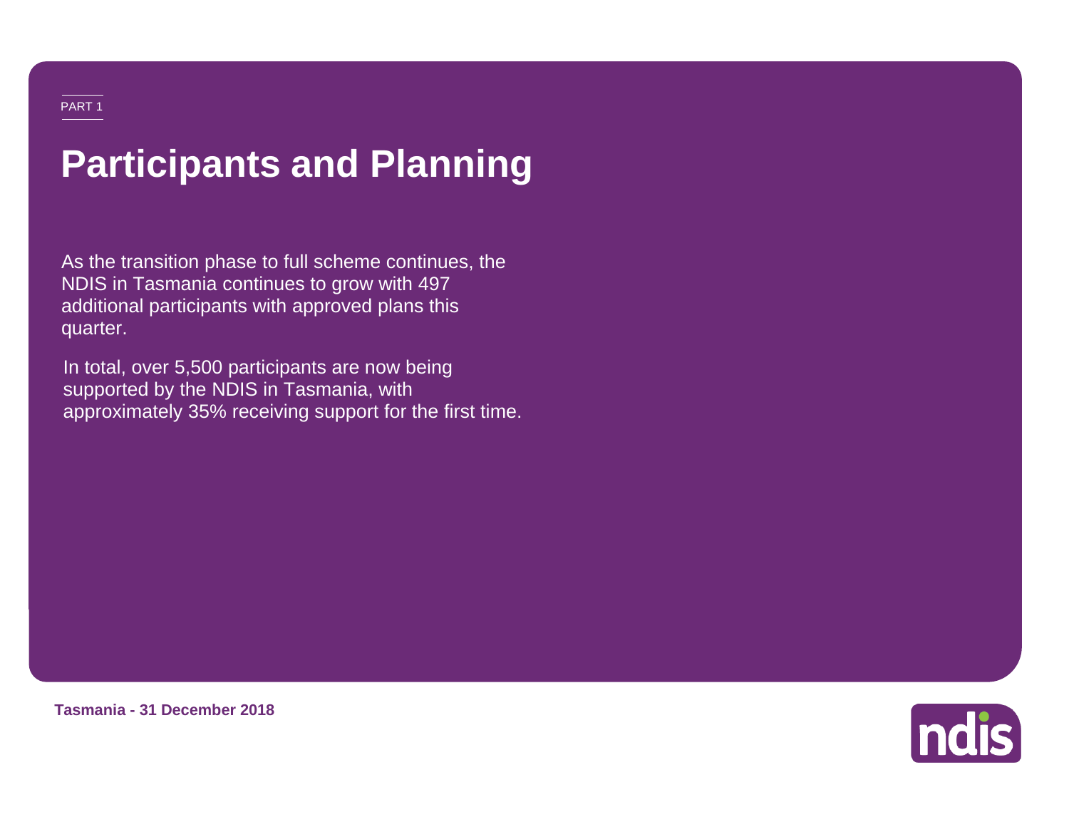PART 1

# Participants and Planning

As the transition phase to full scheme continues, the NDIS in Tasmania continues to grow with 497 additional participants with approved plans this quarter.

In total, over 5,500 participants are now being supported by the NDIS in Tasmania, with approximately 35% receiving support for the first time.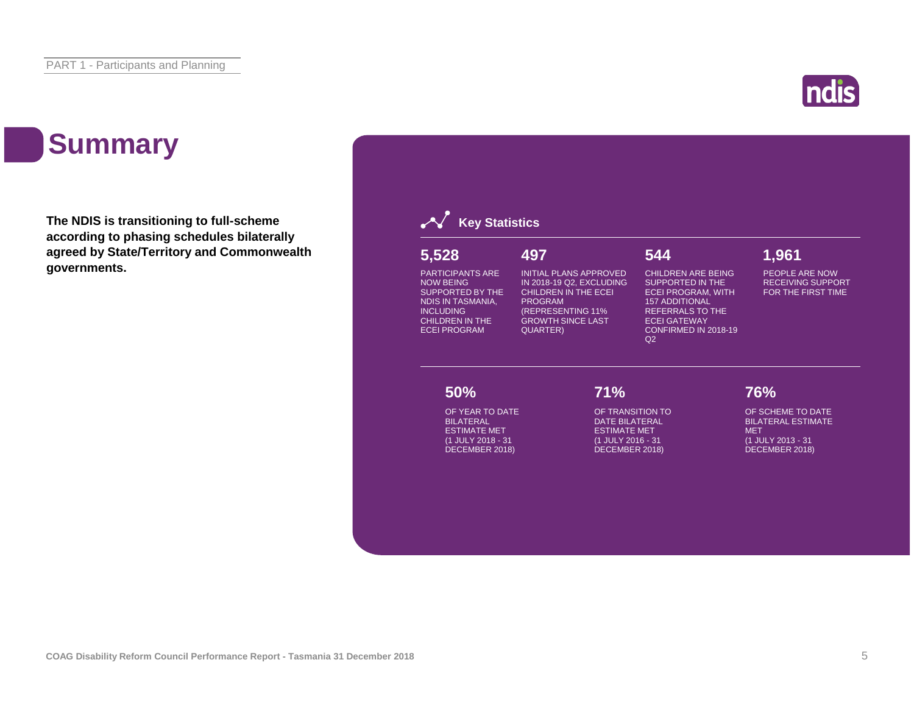# Summary

**The NDIS is transitioning to full-scheme according to phasing schedules bilaterally agreed by State/Territory and Commonwealth governments.**

## Key Statistics

**5,528**

PARTICIPANTS ARE NOW BEING SUPPORTED BY THE NDIS IN TASMANIA, INCLUDING CHILDREN IN THE ECEI PROGRAM

**497**

INITIAL PLANS APPROVED IN 2018-19 Q2, EXCLUDING CHILDREN IN THE ECEI PROGRAM (REPRESENTING 11% GROWTH SINCE LAST QUARTER)

**544**

CHILDREN ARE BEING SUPPORTED IN THE ECEI PROGRAM, WITH 157 ADDITIONAL REFERRALS TO THE ECEI GATEWAY CONFIRMED IN 2018-19 Q2

**1,961**

PEOPLE ARE NOW RECEIVING SUPPORT FOR THE FIRST TIME

**50%**

OF YEAR TO DATE BILATERAL ESTIMATE MET (1 JULY 2018 - 31 DECEMBER 2018)

**71%**

OF TRANSITION TO DATE BILATERAL ESTIMATE MET (1 JULY 2016 - 31 DECEMBER 2018)

**76%**

OF SCHEME TO DATE BILATERAL ESTIMATE MET (1 JULY 2013 - 31 DECEMBER 2018)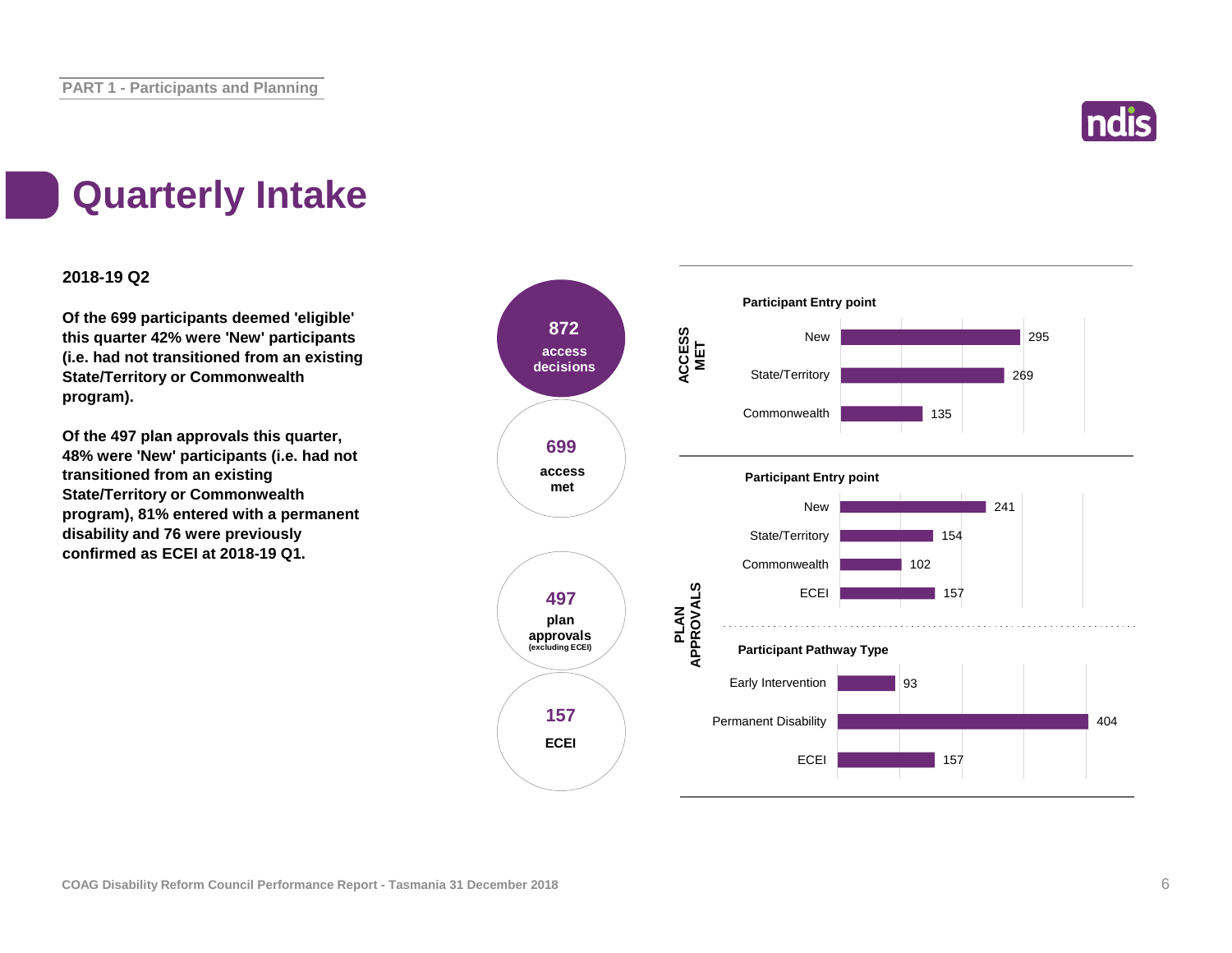# Quarterly Intake

**2018-19 Q2**

**Of the 699 participants deemed 'eligible' this quarter 42% were 'New' participants (i.e. had not transitioned from an existing State/Territory or Commonwealth program).**

**Of the 497 plan approvals this quarter, 48% were 'New' participants (i.e. had not transitioned from an existing State/Territory or Commonwealth program), 81% entered with a permanent disability and 76 were previously confirmed as ECEI at 2018-19 Q1.**

**872** access decisions

**699** access met

**497** plan approvals (excluding ECEI)

**157** ECEI

**ACCESS MET**

**Participant Entry point**

| Participant Entry point | Count |
|---|---|
| New | 295 |
| State/Territory | 269 |
| Commonwealth | 135 |

**PLAN APPROVALS**

**Participant Entry point**

| Participant Entry point | Count |
|---|---|
| New | 241 |
| State/Territory | 154 |
| Commonwealth | 102 |
| ECEI | 157 |

**Participant Pathway Type**

| Participant Pathway Type | Count |
|---|---|
| Early Intervention | 93 |
| Permanent Disability | 404 |
| ECEI | 157 |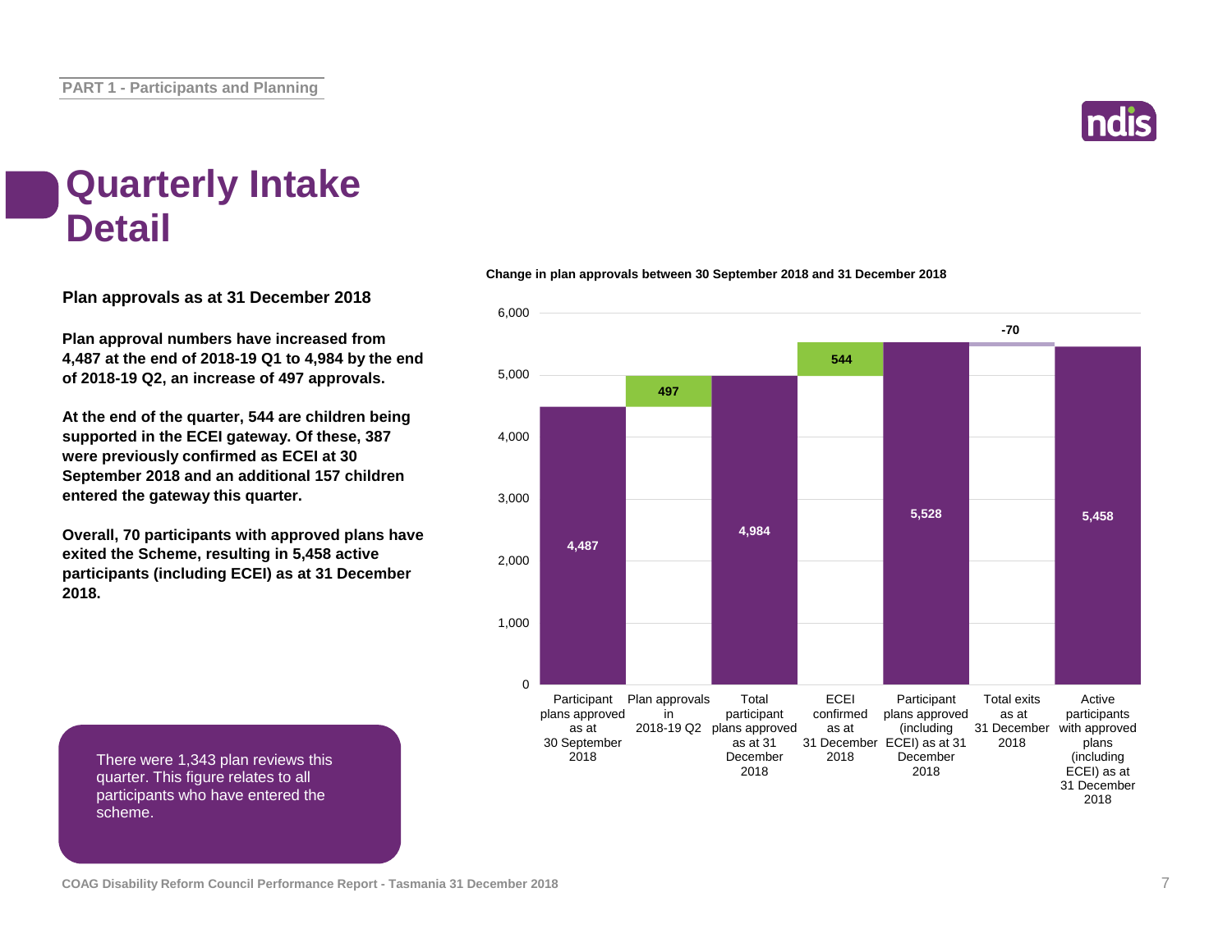# Quarterly Intake Detail

**Plan approvals as at 31 December 2018**

**Plan approval numbers have increased from 4,487 at the end of 2018-19 Q1 to 4,984 by the end of 2018-19 Q2, an increase of 497 approvals.**

**At the end of the quarter, 544 are children being supported in the ECEI gateway. Of these, 387 were previously confirmed as ECEI at 30 September 2018 and an additional 157 children entered the gateway this quarter.**

**Overall, 70 participants with approved plans have exited the Scheme, resulting in 5,458 active participants (including ECEI) as at 31 December 2018.**

There were 1,343 plan reviews this quarter. This figure relates to all participants who have entered the scheme.

**Change in plan approvals between 30 September 2018 and 31 December 2018**

| Category | Value |
|---|---|
| Participant plans approved as at 30 September 2018 | 4,487 |
| Plan approvals in 2018-19 Q2 | 497 |
| Total participant plans approved as at 31 December 2018 | 4,984 |
| ECEI confirmed as at 31 December 2018 | 544 |
| Participant plans approved (including ECEI) as at 31 December 2018 | 5,528 |
| Total exits as at 31 December 2018 | -70 |
| Active participants with approved plans (including ECEI) as at 31 December 2018 | 5,458 |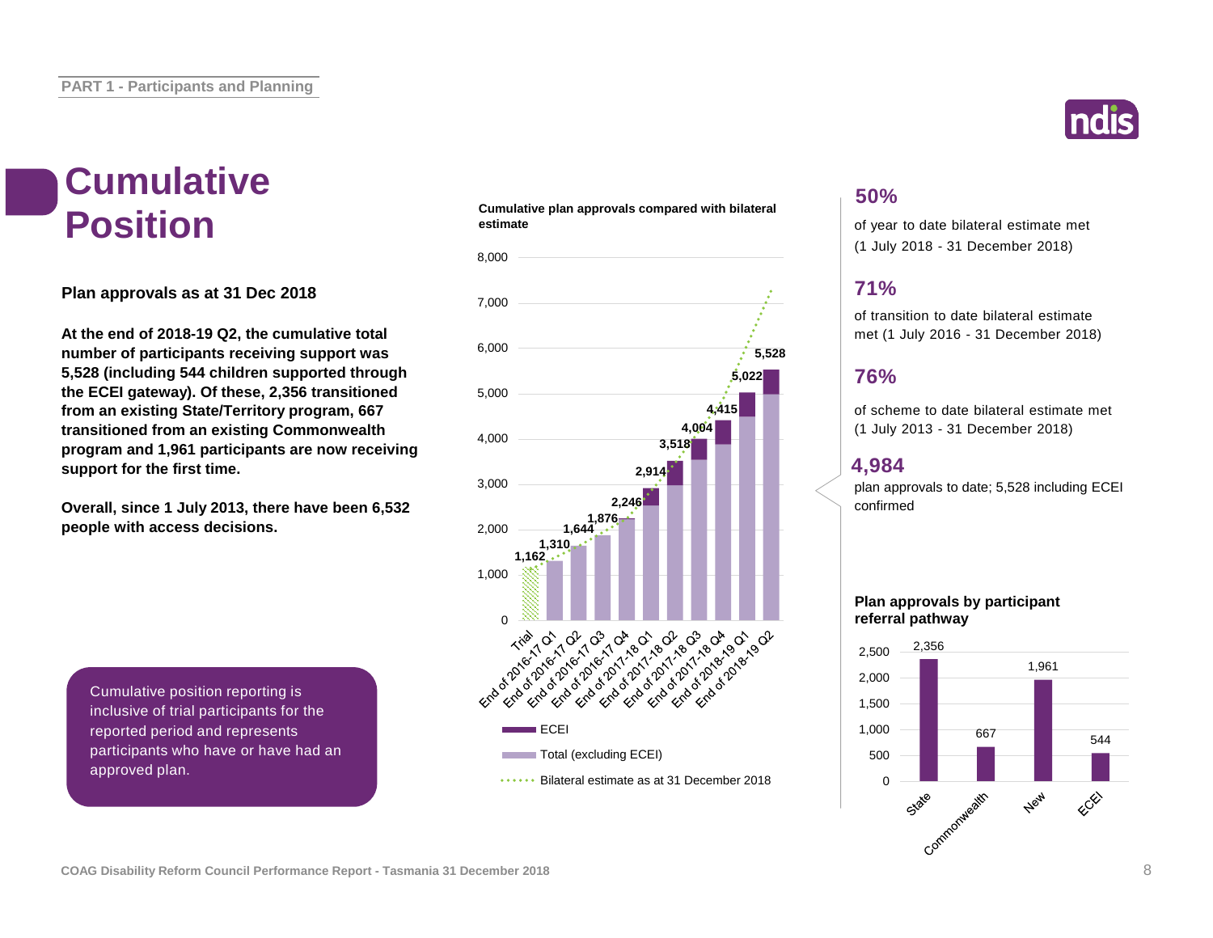# Cumulative Position

**Plan approvals as at 31 Dec 2018**

**At the end of 2018-19 Q2, the cumulative total number of participants receiving support was 5,528 (including 544 children supported through the ECEI gateway). Of these, 2,356 transitioned from an existing State/Territory program, 667 transitioned from an existing Commonwealth program and 1,961 participants are now receiving support for the first time.**

**Overall, since 1 July 2013, there have been 6,532 people with access decisions.**

Cumulative position reporting is inclusive of trial participants for the reported period and represents participants who have or have had an approved plan.

**Cumulative plan approvals compared with bilateral estimate**

| Period | Cumulative plan approvals |
|---|---|
| Trial | 1,162 |
| End of 2016-17 Q1 | 1,310 |
| End of 2016-17 Q2 | 1,644 |
| End of 2016-17 Q3 | 1,876 |
| End of 2016-17 Q4 | 2,246 |
| End of 2017-18 Q1 | 2,914 |
| End of 2017-18 Q2 | 3,518 |
| End of 2017-18 Q3 | 4,004 |
| End of 2017-18 Q4 | 4,415 |
| End of 2018-19 Q1 | 5,022 |
| End of 2018-19 Q2 | 5,528 |

Legend: ECEI; Total (excluding ECEI); Bilateral estimate as at 31 December 2018

**50%**

of year to date bilateral estimate met (1 July 2018 - 31 December 2018)

**71%**

of transition to date bilateral estimate met (1 July 2016 - 31 December 2018)

**76%**

of scheme to date bilateral estimate met (1 July 2013 - 31 December 2018)

**4,984**

plan approvals to date; 5,528 including ECEI confirmed

**Plan approvals by participant referral pathway**

| Pathway | Plan approvals |
|---|---|
| State | 2,356 |
| Commonwealth | 667 |
| New | 1,961 |
| ECEI | 544 |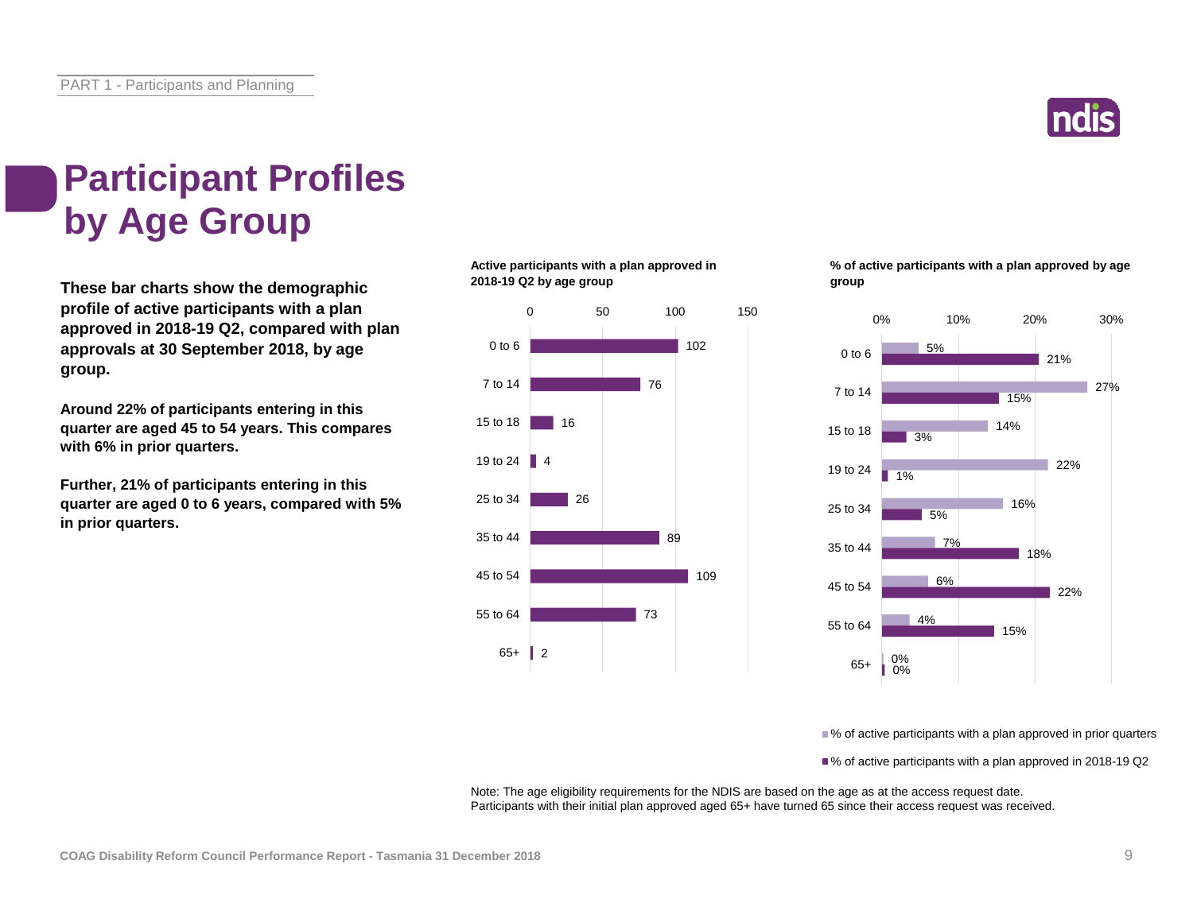# Participant Profiles by Age Group

**These bar charts show the demographic profile of active participants with a plan approved in 2018-19 Q2, compared with plan approvals at 30 September 2018, by age group.**

**Around 22% of participants entering in this quarter are aged 45 to 54 years. This compares with 6% in prior quarters.**

**Further, 21% of participants entering in this quarter are aged 0 to 6 years, compared with 5% in prior quarters.**

**Active participants with a plan approved in 2018-19 Q2 by age group**

| Age group | Active participants |
|---|---|
| 0 to 6 | 102 |
| 7 to 14 | 76 |
| 15 to 18 | 16 |
| 19 to 24 | 4 |
| 25 to 34 | 26 |
| 35 to 44 | 89 |
| 45 to 54 | 109 |
| 55 to 64 | 73 |
| 65+ | 2 |

**% of active participants with a plan approved by age group**

| Age group | % of active participants with a plan approved in prior quarters | % of active participants with a plan approved in 2018-19 Q2 |
|---|---|---|
| 0 to 6 | 5% | 21% |
| 7 to 14 | 27% | 15% |
| 15 to 18 | 14% | 3% |
| 19 to 24 | 22% | 1% |
| 25 to 34 | 16% | 5% |
| 35 to 44 | 7% | 18% |
| 45 to 54 | 6% | 22% |
| 55 to 64 | 4% | 15% |
| 65+ | 0% | 0% |

Note: The age eligibility requirements for the NDIS are based on the age as at the access request date. Participants with their initial plan approved aged 65+ have turned 65 since their access request was received.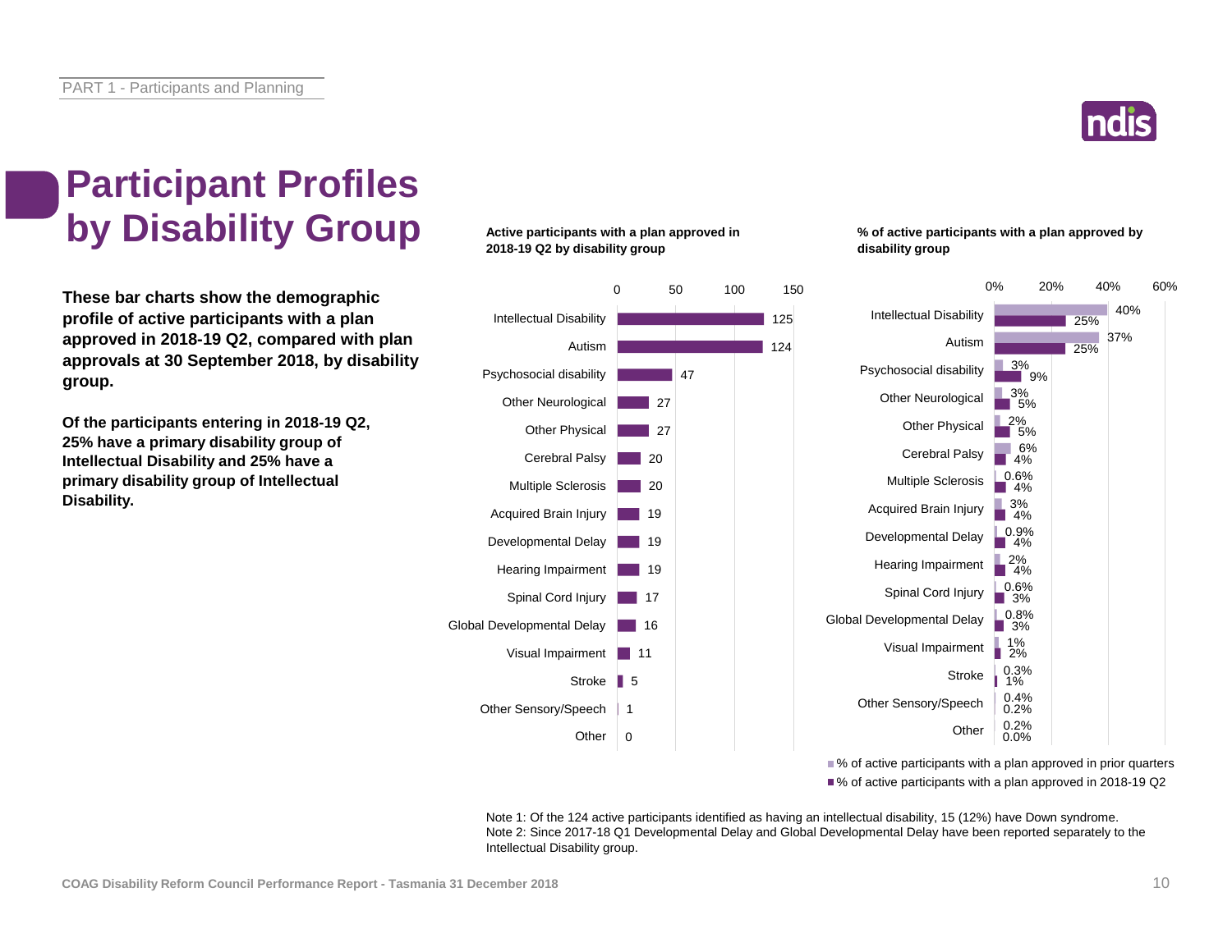# Participant Profiles by Disability Group

**These bar charts show the demographic profile of active participants with a plan approved in 2018-19 Q2, compared with plan approvals at 30 September 2018, by disability group.**

**Of the participants entering in 2018-19 Q2, 25% have a primary disability group of Intellectual Disability and 25% have a primary disability group of Intellectual Disability.**

**Active participants with a plan approved in 2018-19 Q2 by disability group**

| Disability group | Active participants |
|---|---|
| Intellectual Disability | 125 |
| Autism | 124 |
| Psychosocial disability | 47 |
| Other Neurological | 27 |
| Other Physical | 27 |
| Cerebral Palsy | 20 |
| Multiple Sclerosis | 20 |
| Acquired Brain Injury | 19 |
| Developmental Delay | 19 |
| Hearing Impairment | 19 |
| Spinal Cord Injury | 17 |
| Global Developmental Delay | 16 |
| Visual Impairment | 11 |
| Stroke | 5 |
| Other Sensory/Speech | 1 |
| Other | 0 |

**% of active participants with a plan approved by disability group**

| Disability group | % of active participants with a plan approved in prior quarters | % of active participants with a plan approved in 2018-19 Q2 |
|---|---|---|
| Intellectual Disability | 40% | 25% |
| Autism | 37% | 25% |
| Psychosocial disability | 3% | 9% |
| Other Neurological | 3% | 5% |
| Other Physical | 2% | 5% |
| Cerebral Palsy | 6% | 4% |
| Multiple Sclerosis | 0.6% | 4% |
| Acquired Brain Injury | 3% | 4% |
| Developmental Delay | 0.9% | 4% |
| Hearing Impairment | 2% | 4% |
| Spinal Cord Injury | 0.6% | 3% |
| Global Developmental Delay | 0.8% | 3% |
| Visual Impairment | 1% | 2% |
| Stroke | 0.3% | 1% |
| Other Sensory/Speech | 0.4% | 0.2% |
| Other | 0.2% | 0.0% |

Note 1: Of the 124 active participants identified as having an intellectual disability, 15 (12%) have Down syndrome.
Note 2: Since 2017-18 Q1 Developmental Delay and Global Developmental Delay have been reported separately to the Intellectual Disability group.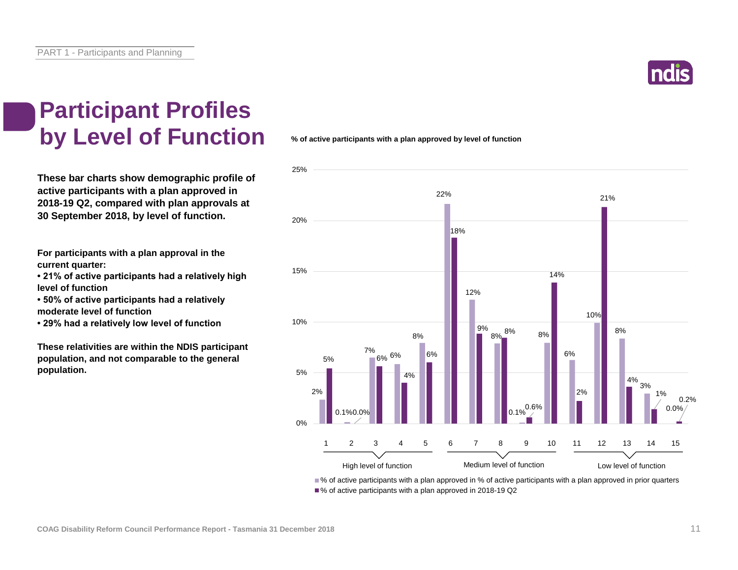# Participant Profiles by Level of Function

**These bar charts show demographic profile of active participants with a plan approved in 2018-19 Q2, compared with plan approvals at 30 September 2018, by level of function.**

**For participants with a plan approval in the current quarter:**

- **21% of active participants had a relatively high level of function**
- **50% of active participants had a relatively moderate level of function**
- **29% had a relatively low level of function**

**These relativities are within the NDIS participant population, and not comparable to the general population.**

**% of active participants with a plan approved by level of function**

| Level of function | | % of active participants with a plan approved in prior quarters | % of active participants with a plan approved in 2018-19 Q2 |
|---|---|---|---|
| High level of function | 1 | 2% | 5% |
| | 2 | 0.1% | 0.0% |
| | 3 | 7% | 6% |
| | 4 | 6% | 4% |
| | 5 | 8% | 6% |
| Medium level of function | 6 | 22% | 18% |
| | 7 | 12% | 9% |
| | 8 | 8% | 8% |
| | 9 | 0.1% | 0.6% |
| | 10 | 8% | 14% |
| Low level of function | 11 | 6% | 2% |
| | 12 | 10% | 21% |
| | 13 | 8% | 4% |
| | 14 | 3% | 1% |
| | 15 | 0.0% | 0.2% |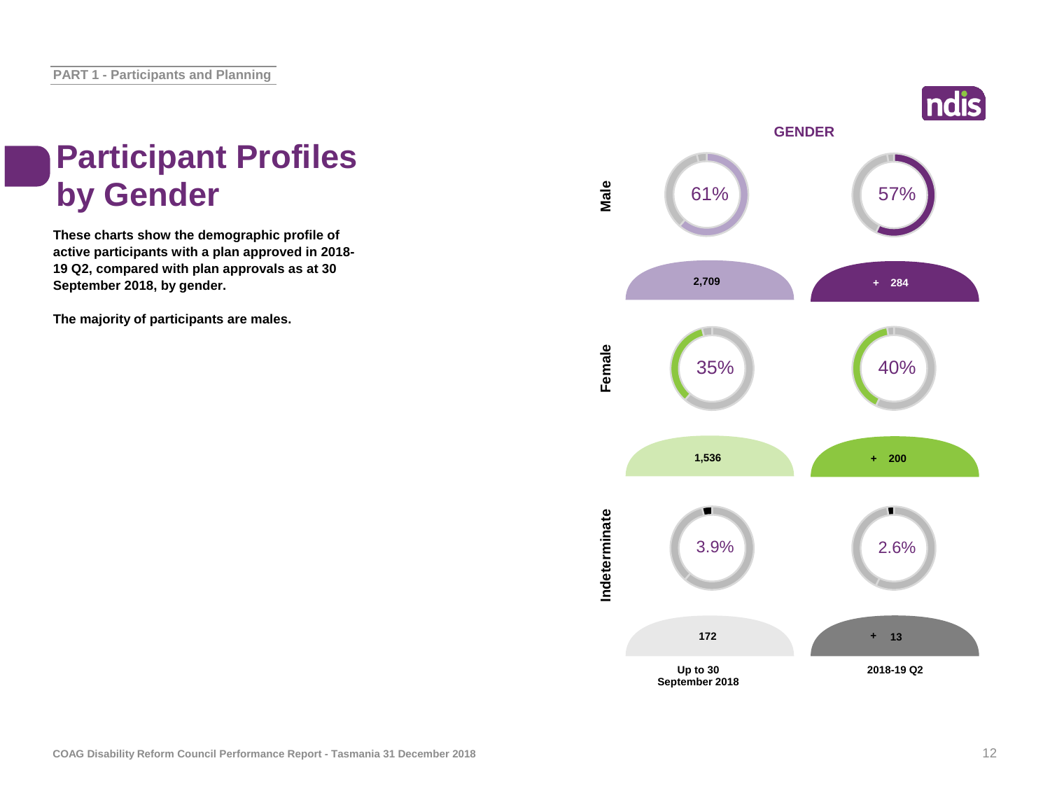PART 1 - Participants and Planning

# Participant Profiles by Gender

**These charts show the demographic profile of active participants with a plan approved in 2018-19 Q2, compared with plan approvals as at 30 September 2018, by gender.**

**The majority of participants are males.**

## GENDER

| | Up to 30 September 2018 | 2018-19 Q2 |
| --- | --- | --- |
| Male | 61% | 57% |
| | 2,709 | + 284 |
| Female | 35% | 40% |
| | 1,536 | + 200 |
| Indeterminate | 3.9% | 2.6% |
| | 172 | + 13 |

COAG Disability Reform Council Performance Report - Tasmania 31 December 2018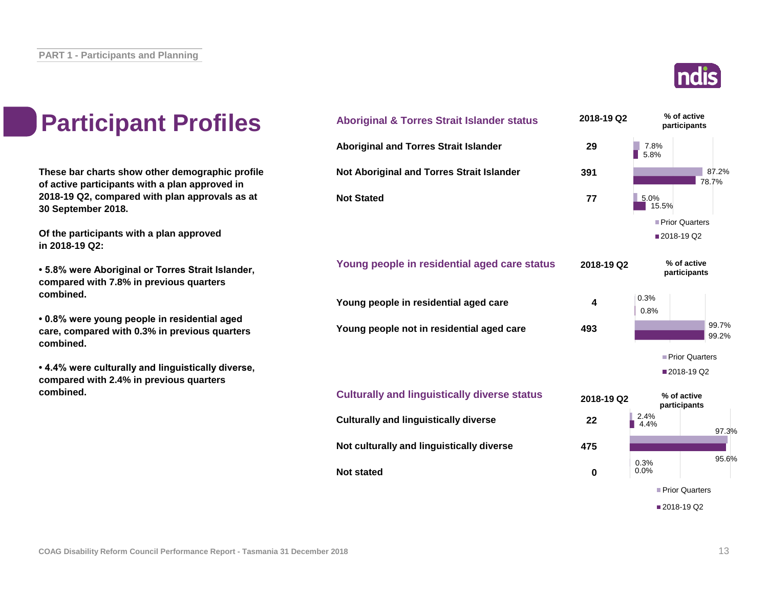# Participant Profiles

**These bar charts show other demographic profile of active participants with a plan approved in 2018-19 Q2, compared with plan approvals as at 30 September 2018.**

**Of the participants with a plan approved in 2018-19 Q2:**

- **5.8% were Aboriginal or Torres Strait Islander, compared with 7.8% in previous quarters combined.**
- **0.8% were young people in residential aged care, compared with 0.3% in previous quarters combined.**
- **4.4% were culturally and linguistically diverse, compared with 2.4% in previous quarters combined.**

## Aboriginal & Torres Strait Islander status

| Aboriginal & Torres Strait Islander status | 2018-19 Q2 | % of active participants – Prior Quarters | % of active participants – 2018-19 Q2 |
|---|---|---|---|
| Aboriginal and Torres Strait Islander | 29 | 7.8% | 5.8% |
| Not Aboriginal and Torres Strait Islander | 391 | 87.2% | 78.7% |
| Not Stated | 77 | 5.0% | 15.5% |

## Young people in residential aged care status

| Young people in residential aged care status | 2018-19 Q2 | % of active participants – Prior Quarters | % of active participants – 2018-19 Q2 |
|---|---|---|---|
| Young people in residential aged care | 4 | 0.3% | 0.8% |
| Young people not in residential aged care | 493 | 99.7% | 99.2% |

## Culturally and linguistically diverse status

| Culturally and linguistically diverse status | 2018-19 Q2 | % of active participants – Prior Quarters | % of active participants – 2018-19 Q2 |
|---|---|---|---|
| Culturally and linguistically diverse | 22 | 2.4% | 4.4% |
| Not culturally and linguistically diverse | 475 | 97.3% | 95.6% |
| Not stated | 0 | 0.3% | 0.0% |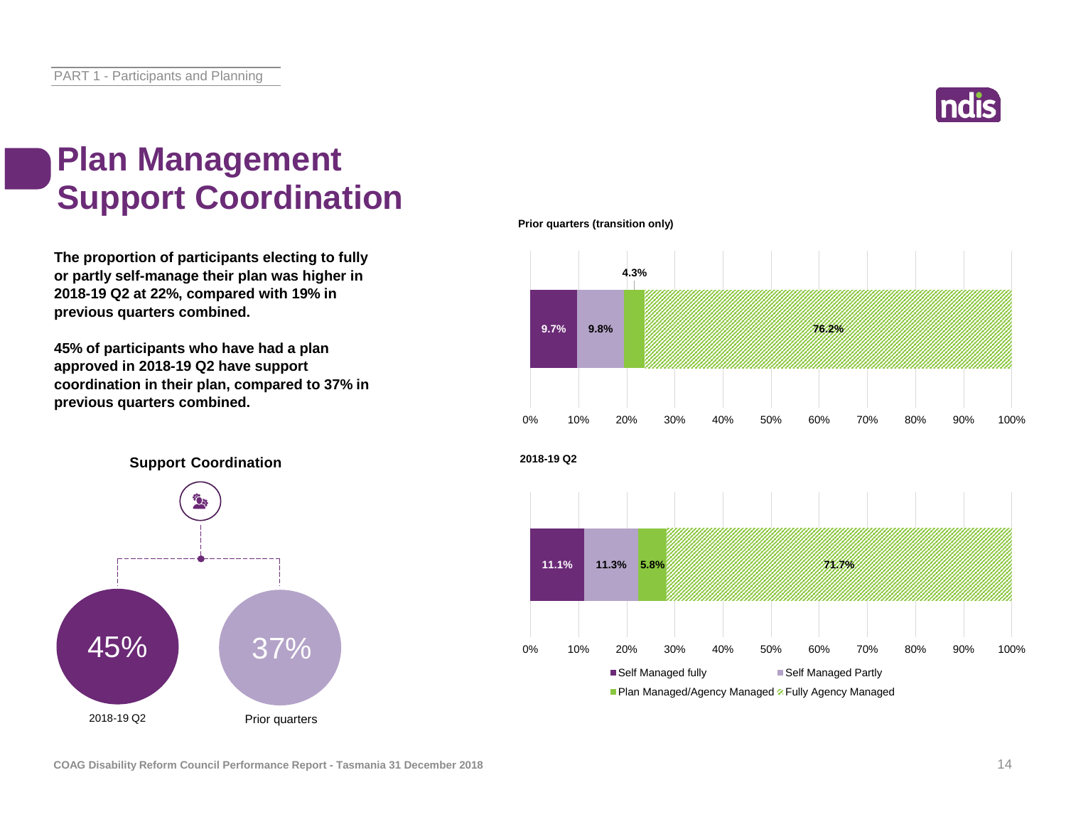# Plan Management Support Coordination

**The proportion of participants electing to fully or partly self-manage their plan was higher in 2018-19 Q2 at 22%, compared with 19% in previous quarters combined.**

**45% of participants who have had a plan approved in 2018-19 Q2 have support coordination in their plan, compared to 37% in previous quarters combined.**

**Support Coordination**

| 2018-19 Q2 | Prior quarters |
|---|---|
| 45% | 37% |

**Prior quarters (transition only)**

| Self Managed fully | Self Managed Partly | Plan Managed/Agency Managed | Fully Agency Managed |
|---|---|---|---|
| 9.7% | 9.8% | 4.3% | 76.2% |

**2018-19 Q2**

| Self Managed fully | Self Managed Partly | Plan Managed/Agency Managed | Fully Agency Managed |
|---|---|---|---|
| 11.1% | 11.3% | 5.8% | 71.7% |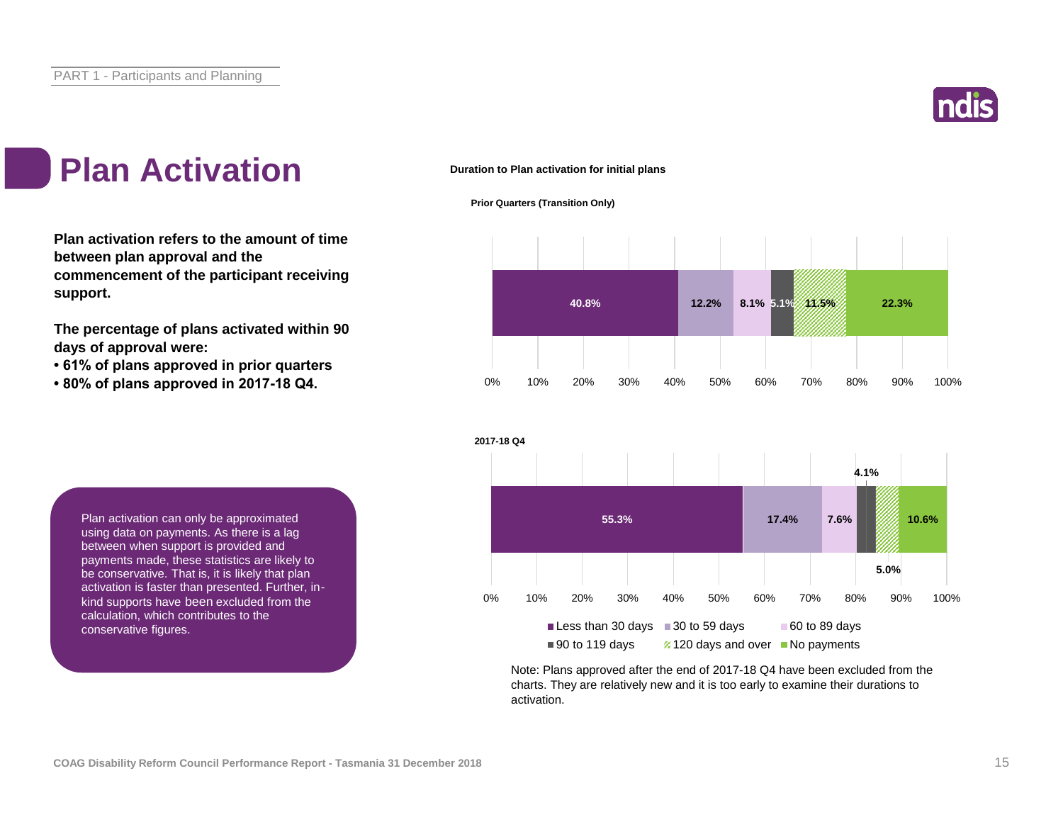# Plan Activation

**Plan activation refers to the amount of time between plan approval and the commencement of the participant receiving support.**

**The percentage of plans activated within 90 days of approval were:**

- **61% of plans approved in prior quarters**
- **80% of plans approved in 2017-18 Q4.**

Plan activation can only be approximated using data on payments. As there is a lag between when support is provided and payments made, these statistics are likely to be conservative. That is, it is likely that plan activation is faster than presented. Further, in-kind supports have been excluded from the calculation, which contributes to the conservative figures.

**Duration to Plan activation for initial plans**

| | Less than 30 days | 30 to 59 days | 60 to 89 days | 90 to 119 days | 120 days and over | No payments |
|---|---|---|---|---|---|---|
| Prior Quarters (Transition Only) | 40.8% | 12.2% | 8.1% | 5.1% | 11.5% | 22.3% |
| 2017-18 Q4 | 55.3% | 17.4% | 7.6% | 4.1% | 5.0% | 10.6% |

Note: Plans approved after the end of 2017-18 Q4 have been excluded from the charts. They are relatively new and it is too early to examine their durations to activation.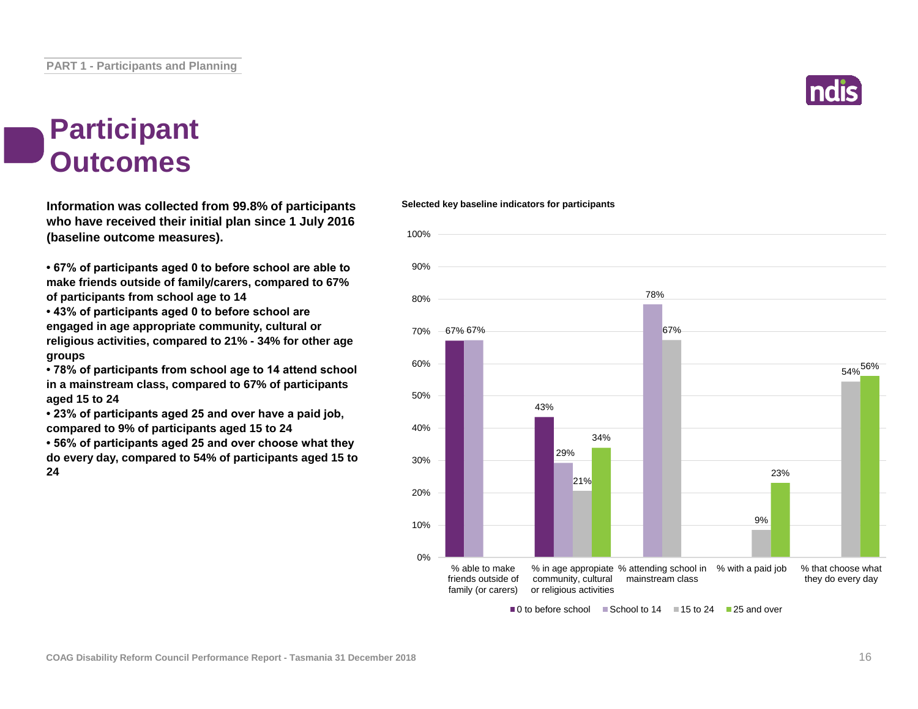# Participant Outcomes

**Information was collected from 99.8% of participants who have received their initial plan since 1 July 2016 (baseline outcome measures).**

- **67% of participants aged 0 to before school are able to make friends outside of family/carers, compared to 67% of participants from school age to 14**
- **43% of participants aged 0 to before school are engaged in age appropriate community, cultural or religious activities, compared to 21% - 34% for other age groups**
- **78% of participants from school age to 14 attend school in a mainstream class, compared to 67% of participants aged 15 to 24**
- **23% of participants aged 25 and over have a paid job, compared to 9% of participants aged 15 to 24**
- **56% of participants aged 25 and over choose what they do every day, compared to 54% of participants aged 15 to 24**

**Selected key baseline indicators for participants**

| | 0 to before school | School to 14 | 15 to 24 | 25 and over |
|---|---|---|---|---|
| % able to make friends outside of family (or carers) | 67% | 67% | | |
| % in age appropriate community, cultural or religious activities | 43% | 29% | 21% | 34% |
| % attending school in mainstream class | | 78% | 67% | |
| % with a paid job | | | 9% | 23% |
| % that choose what they do every day | | | 54% | 56% |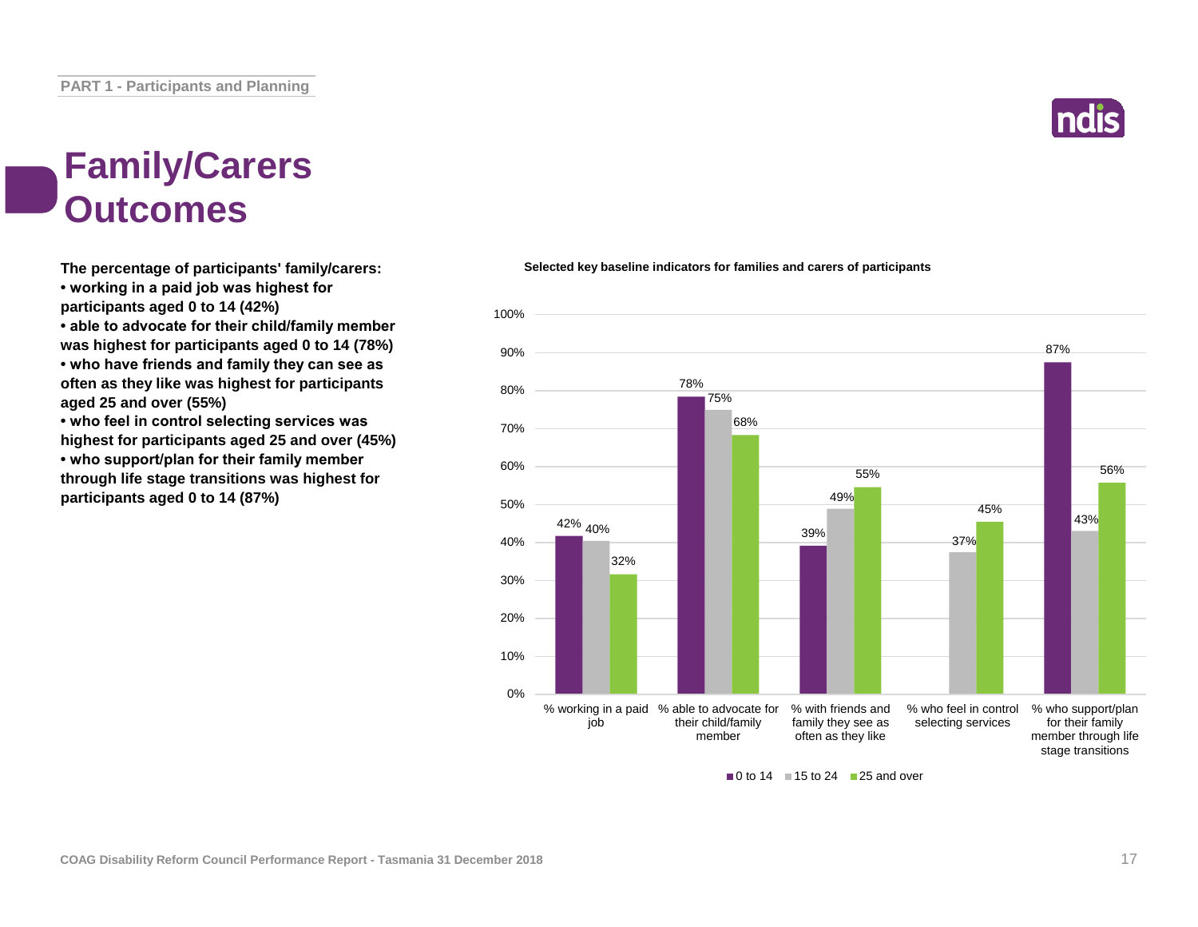# Family/Carers Outcomes

**The percentage of participants' family/carers:**

- **working in a paid job was highest for participants aged 0 to 14 (42%)**
- **able to advocate for their child/family member was highest for participants aged 0 to 14 (78%)**
- **who have friends and family they can see as often as they like was highest for participants aged 25 and over (55%)**
- **who feel in control selecting services was highest for participants aged 25 and over (45%)**
- **who support/plan for their family member through life stage transitions was highest for participants aged 0 to 14 (87%)**

**Selected key baseline indicators for families and carers of participants**

| Indicator | 0 to 14 | 15 to 24 | 25 and over |
|---|---|---|---|
| % working in a paid job | 42% | 40% | 32% |
| % able to advocate for their child/family member | 78% | 75% | 68% |
| % with friends and family they see as often as they like | 39% | 49% | 55% |
| % who feel in control selecting services | | 37% | 45% |
| % who support/plan for their family member through life stage transitions | 87% | 43% | 56% |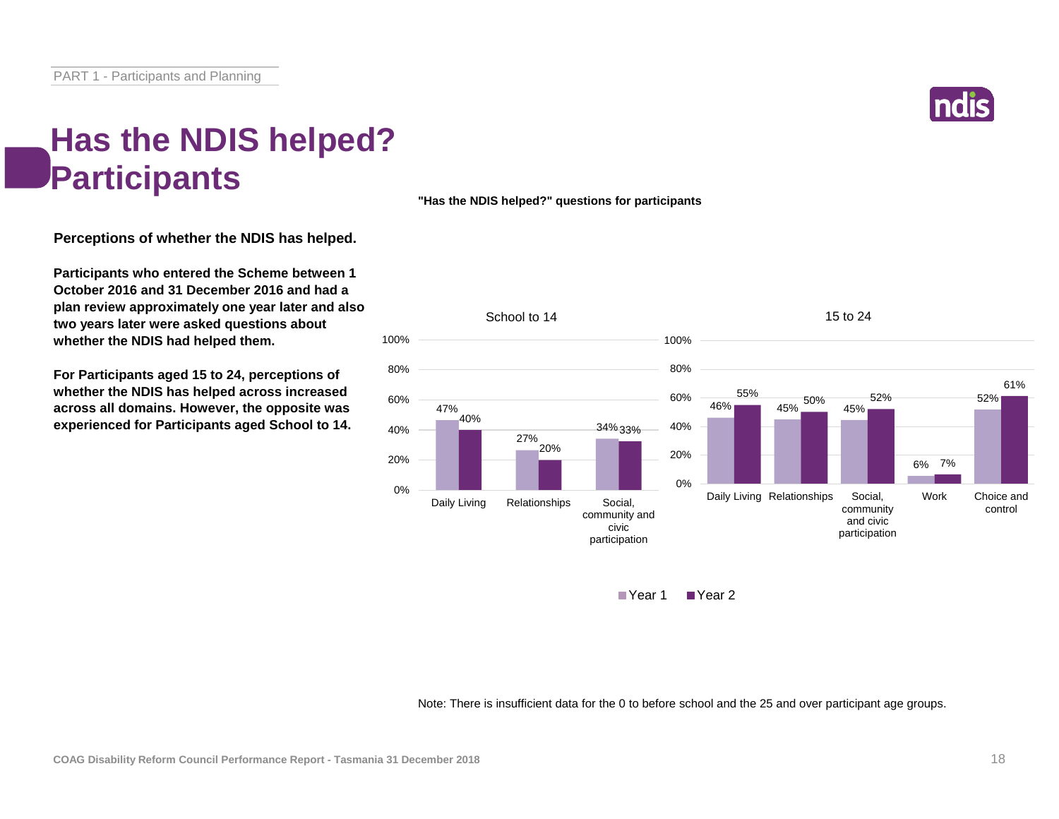# Has the NDIS helped? Participants

**Perceptions of whether the NDIS has helped.**

**Participants who entered the Scheme between 1 October 2016 and 31 December 2016 and had a plan review approximately one year later and also two years later were asked questions about whether the NDIS had helped them.**

**For Participants aged 15 to 24, perceptions of whether the NDIS has helped across increased across all domains. However, the opposite was experienced for Participants aged School to 14.**

**"Has the NDIS helped?" questions for participants**

School to 14

| | Year 1 | Year 2 |
|---|---|---|
| Daily Living | 47% | 40% |
| Relationships | 27% | 20% |
| Social, community and civic participation | 34% | 33% |

15 to 24

| | Year 1 | Year 2 |
|---|---|---|
| Daily Living | 46% | 55% |
| Relationships | 45% | 50% |
| Social, community and civic participation | 45% | 52% |
| Work | 6% | 7% |
| Choice and control | 52% | 61% |

Note: There is insufficient data for the 0 to before school and the 25 and over participant age groups.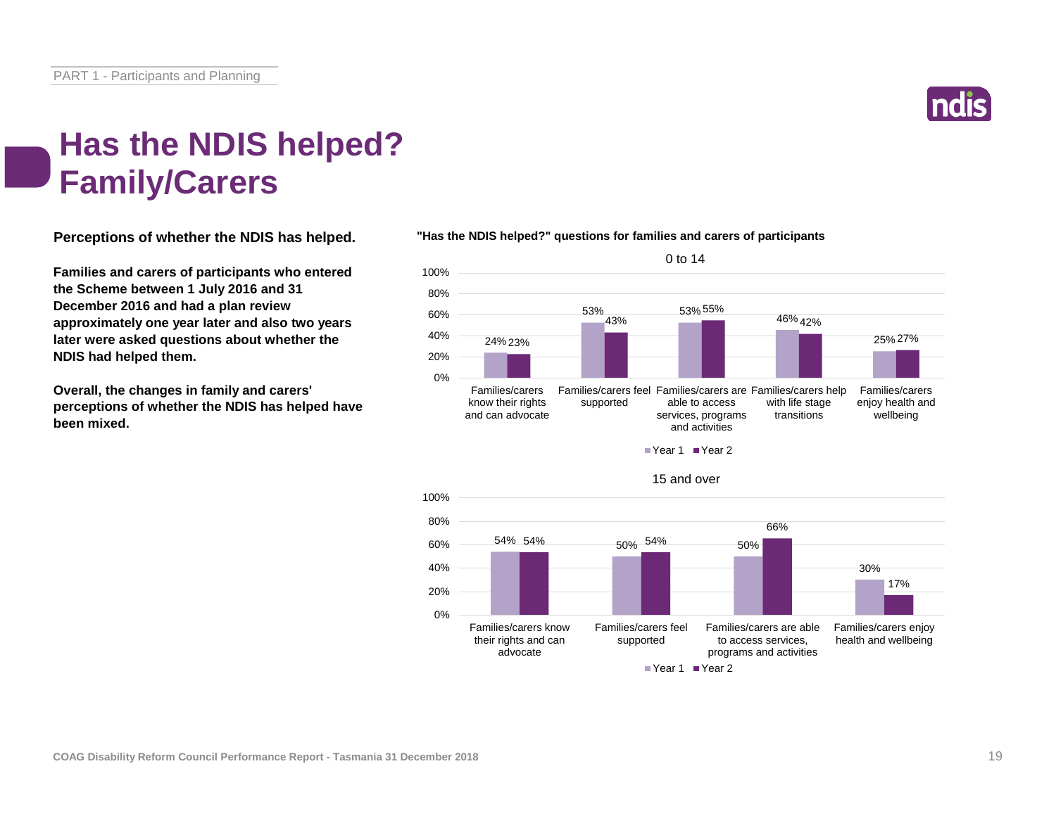# Has the NDIS helped? Family/Carers

**Perceptions of whether the NDIS has helped.**

**Families and carers of participants who entered the Scheme between 1 July 2016 and 31 December 2016 and had a plan review approximately one year later and also two years later were asked questions about whether the NDIS had helped them.**

**Overall, the changes in family and carers' perceptions of whether the NDIS has helped have been mixed.**

**"Has the NDIS helped?" questions for families and carers of participants**

0 to 14

| | Year 1 | Year 2 |
|---|---|---|
| Families/carers know their rights and can advocate | 24% | 23% |
| Families/carers feel supported | 53% | 43% |
| Families/carers are able to access services, programs and activities | 53% | 55% |
| Families/carers help with life stage transitions | 46% | 42% |
| Families/carers enjoy health and wellbeing | 25% | 27% |

15 and over

| | Year 1 | Year 2 |
|---|---|---|
| Families/carers know their rights and can advocate | 54% | 54% |
| Families/carers feel supported | 50% | 54% |
| Families/carers are able to access services, programs and activities | 50% | 66% |
| Families/carers enjoy health and wellbeing | 30% | 17% |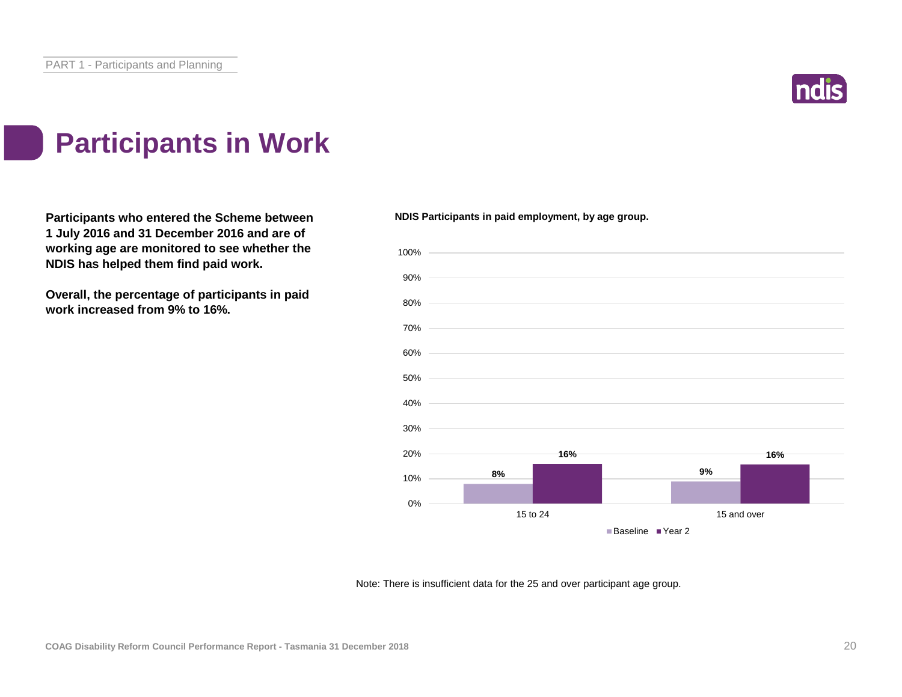# Participants in Work

**Participants who entered the Scheme between 1 July 2016 and 31 December 2016 and are of working age are monitored to see whether the NDIS has helped them find paid work.**

**Overall, the percentage of participants in paid work increased from 9% to 16%.**

**NDIS Participants in paid employment, by age group.**

| Age group | Baseline | Year 2 |
|---|---|---|
| 15 to 24 | 8% | 16% |
| 15 and over | 9% | 16% |

Note: There is insufficient data for the 25 and over participant age group.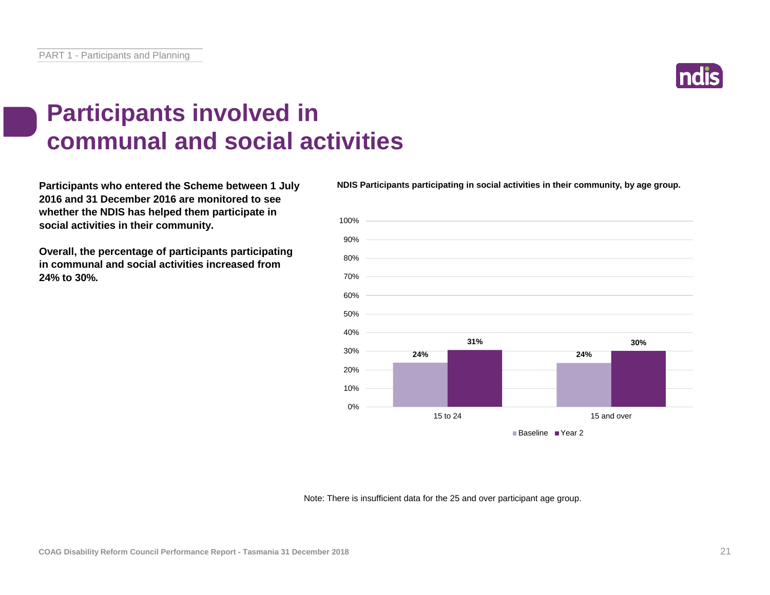# Participants involved in communal and social activities

**Participants who entered the Scheme between 1 July 2016 and 31 December 2016 are monitored to see whether the NDIS has helped them participate in social activities in their community.**

**Overall, the percentage of participants participating in communal and social activities increased from 24% to 30%.**

**NDIS Participants participating in social activities in their community, by age group.**

| Age group | Baseline | Year 2 |
| --- | --- | --- |
| 15 to 24 | 24% | 31% |
| 15 and over | 24% | 30% |

Note: There is insufficient data for the 25 and over participant age group.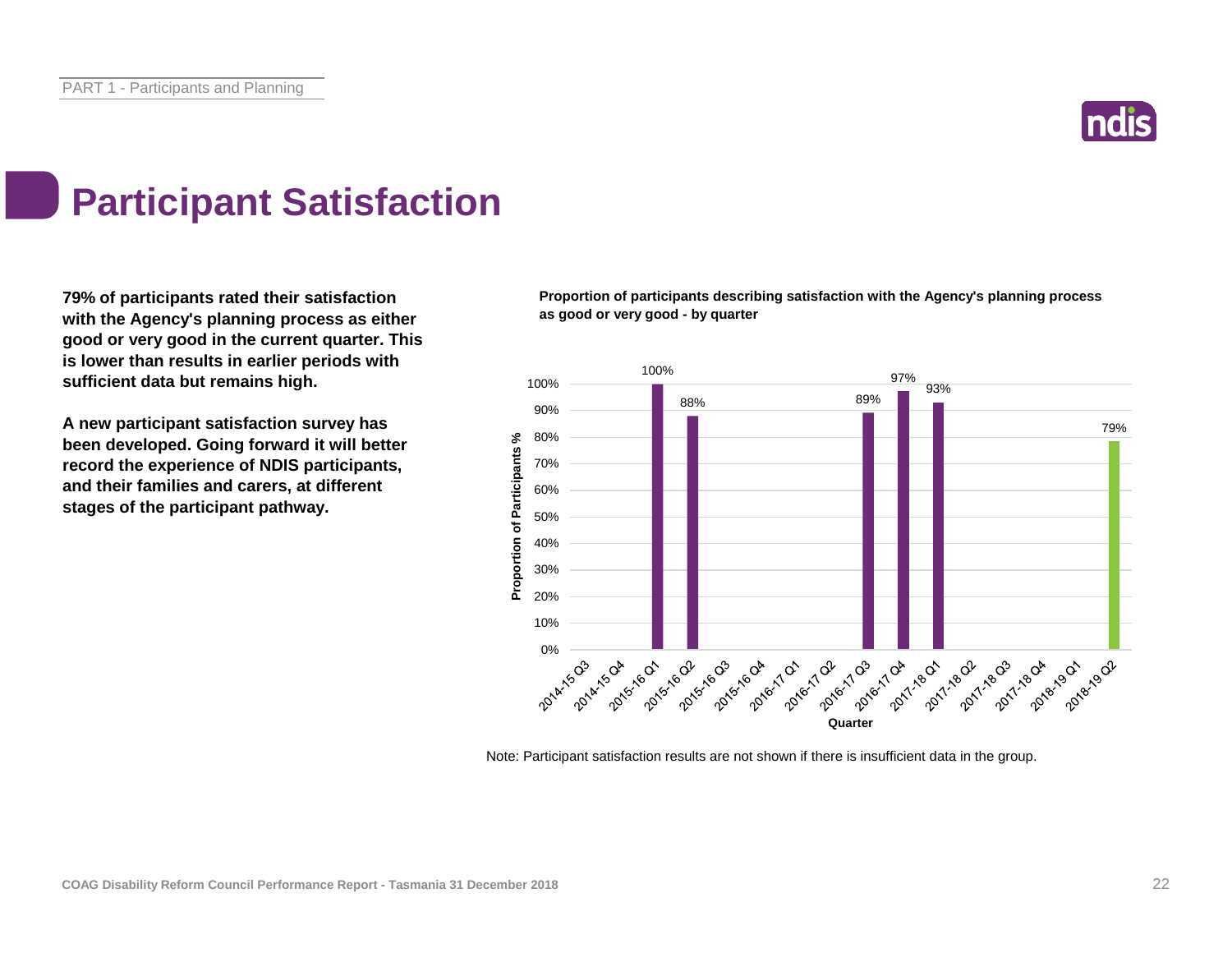# Participant Satisfaction

**79% of participants rated their satisfaction with the Agency's planning process as either good or very good in the current quarter. This is lower than results in earlier periods with sufficient data but remains high.**

**A new participant satisfaction survey has been developed. Going forward it will better record the experience of NDIS participants, and their families and carers, at different stages of the participant pathway.**

**Proportion of participants describing satisfaction with the Agency's planning process as good or very good - by quarter**

| Quarter | Proportion of Participants % |
|---|---|
| 2014-15 Q3 | |
| 2014-15 Q4 | |
| 2015-16 Q1 | 100% |
| 2015-16 Q2 | 88% |
| 2015-16 Q3 | |
| 2015-16 Q4 | |
| 2016-17 Q1 | |
| 2016-17 Q2 | |
| 2016-17 Q3 | 89% |
| 2016-17 Q4 | 97% |
| 2017-18 Q1 | 93% |
| 2017-18 Q2 | |
| 2017-18 Q3 | |
| 2017-18 Q4 | |
| 2018-19 Q1 | |
| 2018-19 Q2 | 79% |

Note: Participant satisfaction results are not shown if there is insufficient data in the group.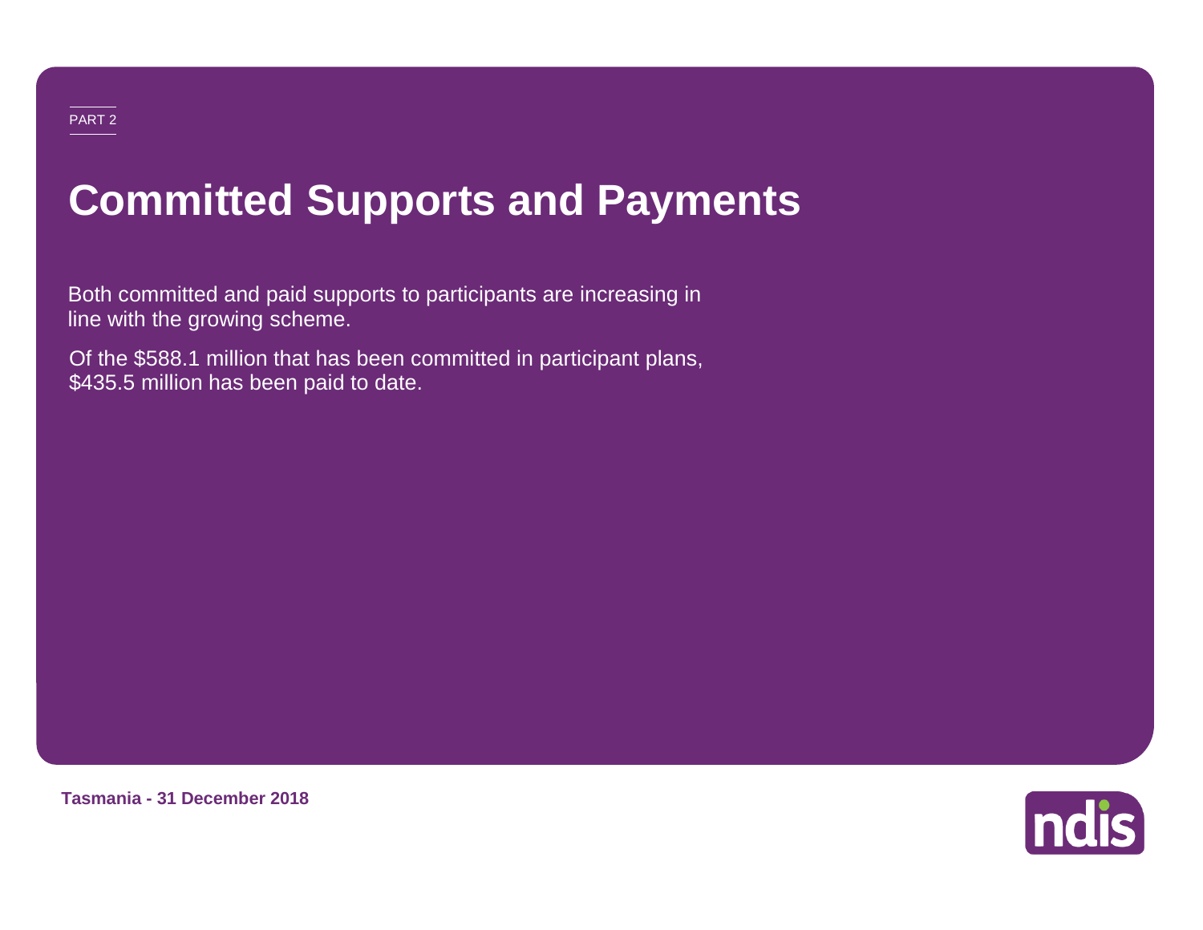PART 2

# Committed Supports and Payments

Both committed and paid supports to participants are increasing in line with the growing scheme.

Of the $588.1 million that has been committed in participant plans, $435.5 million has been paid to date.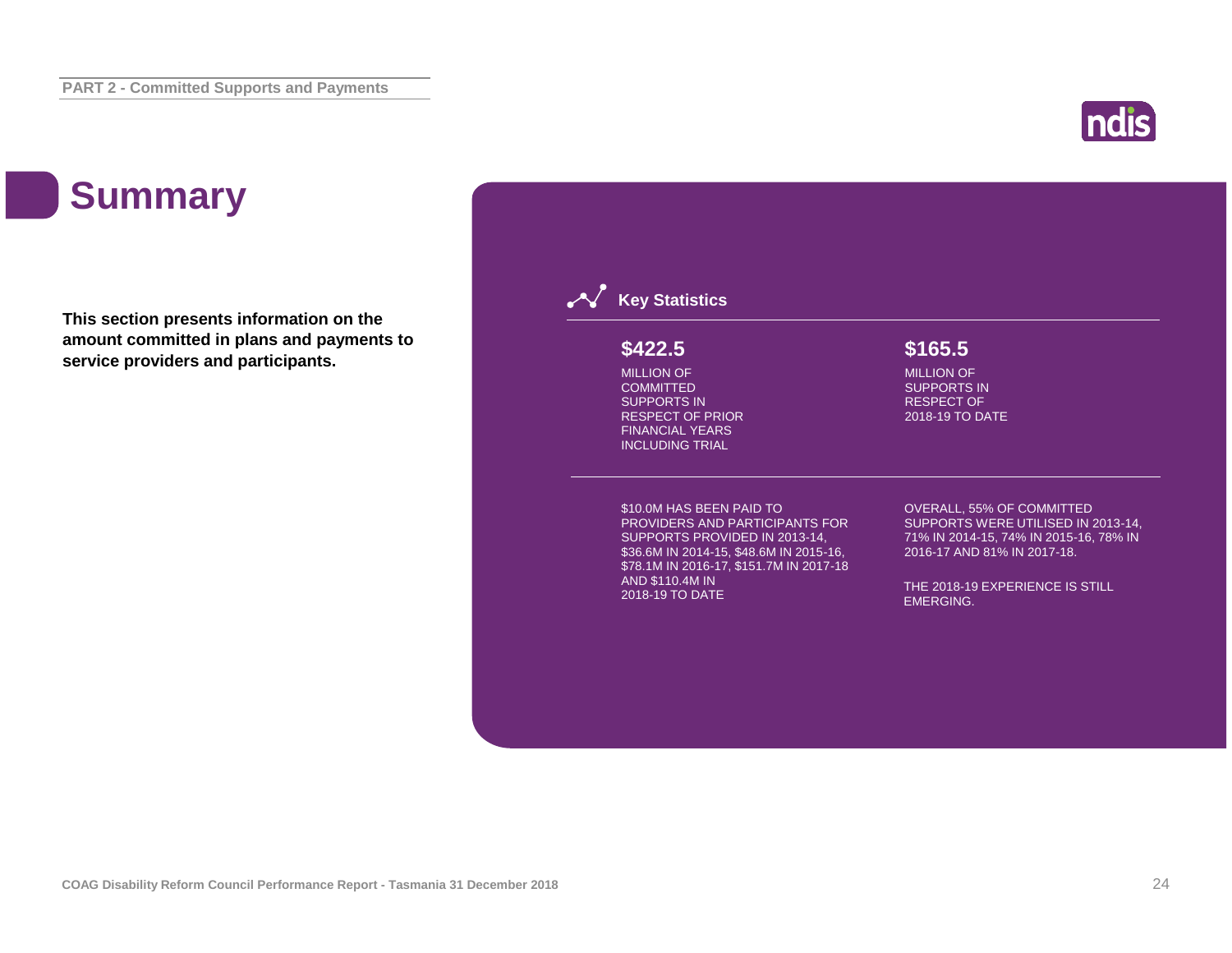# Summary

**This section presents information on the amount committed in plans and payments to service providers and participants.**

## Key Statistics

**$422.5**

MILLION OF COMMITTED SUPPORTS IN RESPECT OF PRIOR FINANCIAL YEARS INCLUDING TRIAL

**$165.5**

MILLION OF SUPPORTS IN RESPECT OF 2018-19 TO DATE

$10.0M HAS BEEN PAID TO PROVIDERS AND PARTICIPANTS FOR SUPPORTS PROVIDED IN 2013-14, $36.6M IN 2014-15, $48.6M IN 2015-16, $78.1M IN 2016-17, $151.7M IN 2017-18 AND $110.4M IN 2018-19 TO DATE

OVERALL, 55% OF COMMITTED SUPPORTS WERE UTILISED IN 2013-14, 71% IN 2014-15, 74% IN 2015-16, 78% IN 2016-17 AND 81% IN 2017-18.

THE 2018-19 EXPERIENCE IS STILL EMERGING.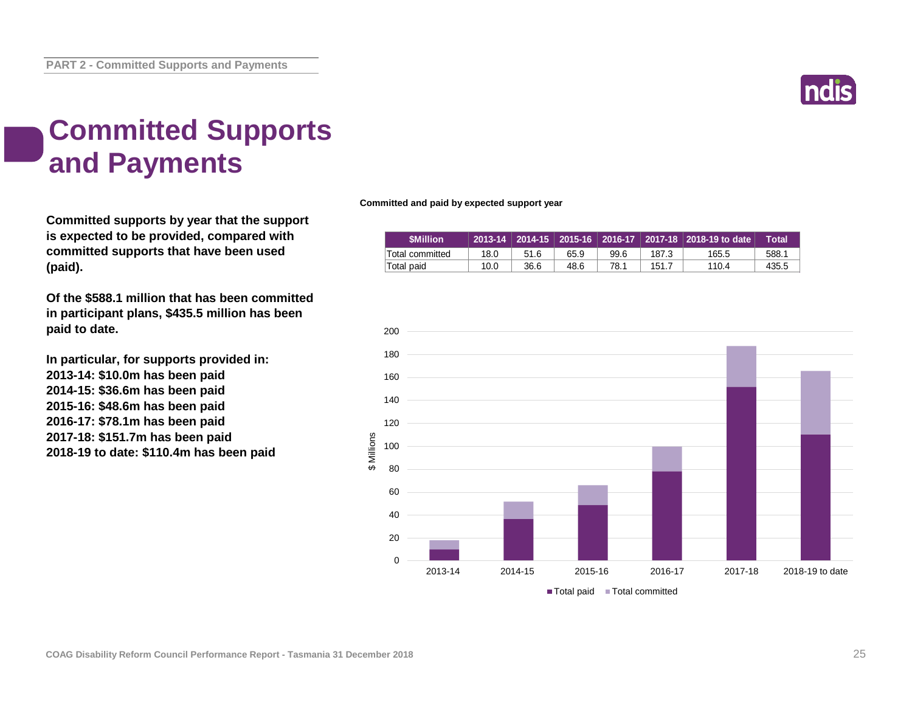# Committed Supports and Payments

**Committed supports by year that the support is expected to be provided, compared with committed supports that have been used (paid).**

**Of the $588.1 million that has been committed in participant plans, $435.5 million has been paid to date.**

**In particular, for supports provided in:**
**2013-14: $10.0m has been paid**
**2014-15: $36.6m has been paid**
**2015-16: $48.6m has been paid**
**2016-17: $78.1m has been paid**
**2017-18: $151.7m has been paid**
**2018-19 to date: $110.4m has been paid**

**Committed and paid by expected support year**

| $Million | 2013-14 | 2014-15 | 2015-16 | 2016-17 | 2017-18 | 2018-19 to date | Total |
|---|---|---|---|---|---|---|---|
| Total committed | 18.0 | 51.6 | 65.9 | 99.6 | 187.3 | 165.5 | 588.1 |
| Total paid | 10.0 | 36.6 | 48.6 | 78.1 | 151.7 | 110.4 | 435.5 |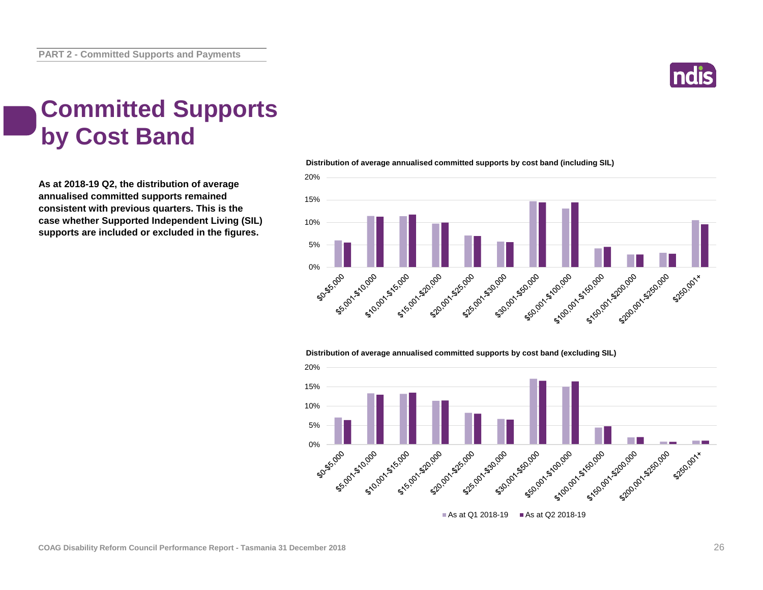# Committed Supports by Cost Band

**As at 2018-19 Q2, the distribution of average annualised committed supports remained consistent with previous quarters. This is the case whether Supported Independent Living (SIL) supports are included or excluded in the figures.**

**Distribution of average annualised committed supports by cost band (including SIL)**

**Distribution of average annualised committed supports by cost band (excluding SIL)**

As at Q1 2018-19 | As at Q2 2018-19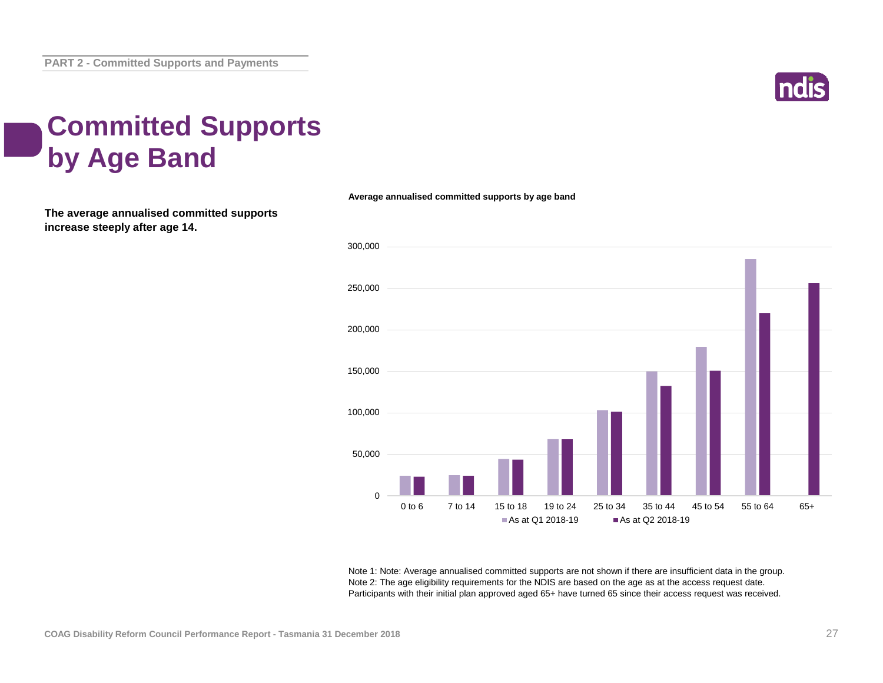# Committed Supports by Age Band

**The average annualised committed supports increase steeply after age 14.**

**Average annualised committed supports by age band**

Note 1: Note: Average annualised committed supports are not shown if there are insufficient data in the group.
Note 2: The age eligibility requirements for the NDIS are based on the age as at the access request date. Participants with their initial plan approved aged 65+ have turned 65 since their access request was received.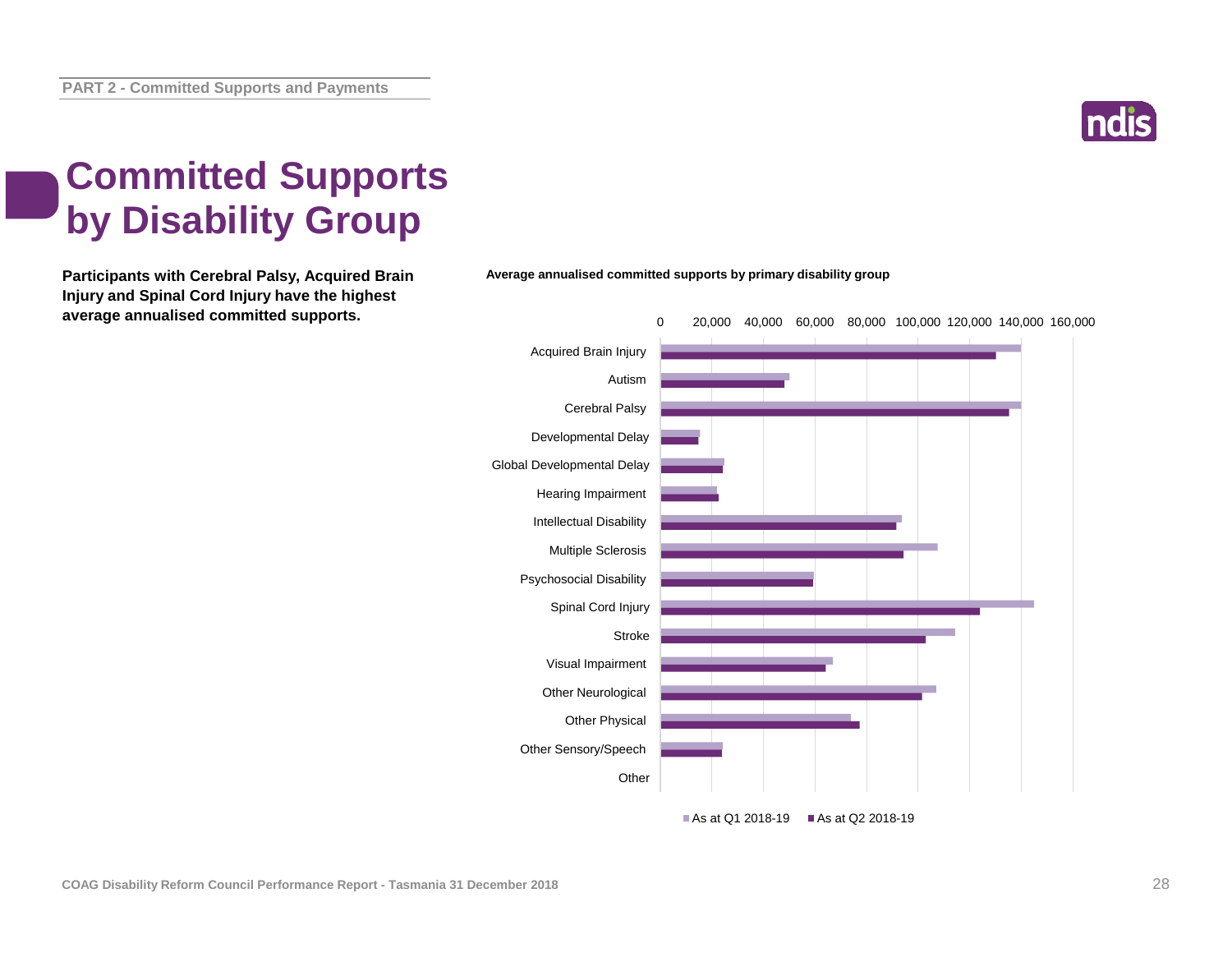# Committed Supports by Disability Group

**Participants with Cerebral Palsy, Acquired Brain Injury and Spinal Cord Injury have the highest average annualised committed supports.**

**Average annualised committed supports by primary disability group**

0 20,000 40,000 60,000 80,000 100,000 120,000 140,000 160,000

Acquired Brain Injury
Autism
Cerebral Palsy
Developmental Delay
Global Developmental Delay
Hearing Impairment
Intellectual Disability
Multiple Sclerosis
Psychosocial Disability
Spinal Cord Injury
Stroke
Visual Impairment
Other Neurological
Other Physical
Other Sensory/Speech
Other

■ As at Q1 2018-19 ■ As at Q2 2018-19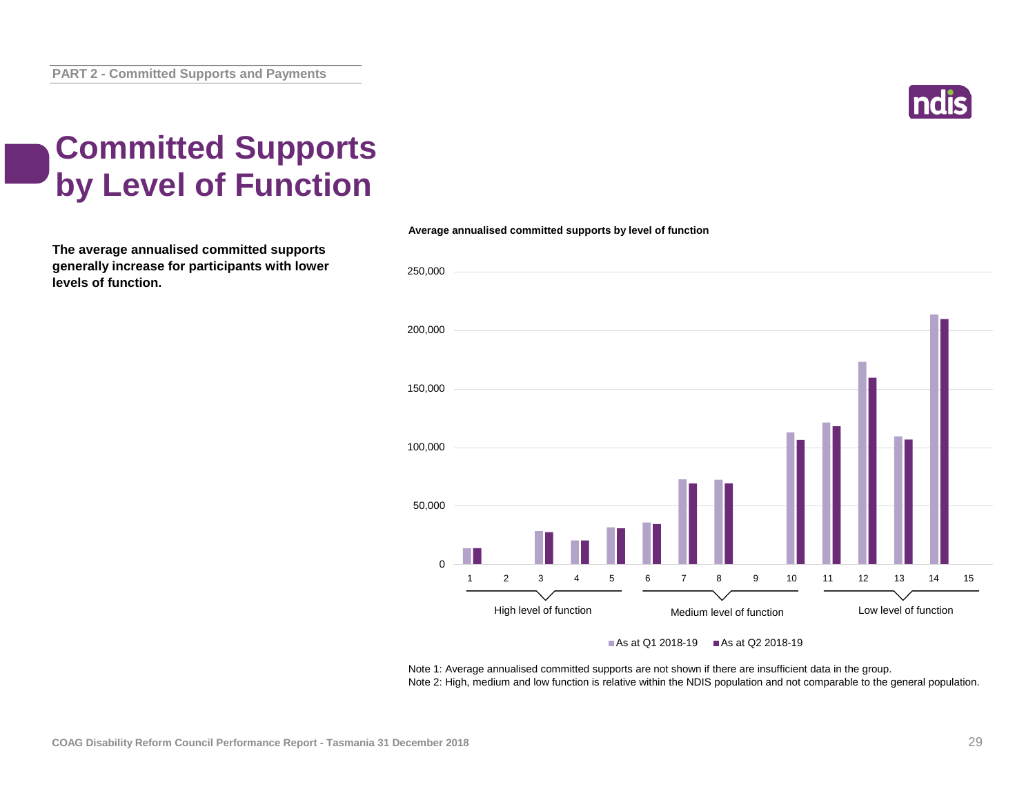# Committed Supports by Level of Function

**The average annualised committed supports generally increase for participants with lower levels of function.**

**Average annualised committed supports by level of function**

| Level of function | As at Q1 2018-19 | As at Q2 2018-19 |
|---|---|---|
| 1 | 14,000 | 14,000 |
| 2 | | |
| 3 | 29,000 | 28,000 |
| 4 | 21,000 | 21,000 |
| 5 | 32,000 | 31,000 |
| 6 | 36,000 | 35,000 |
| 7 | 73,000 | 70,000 |
| 8 | 73,000 | 70,000 |
| 9 | | |
| 10 | 113,000 | 107,000 |
| 11 | 122,000 | 118,000 |
| 12 | 174,000 | 160,000 |
| 13 | 110,000 | 107,000 |
| 14 | 214,000 | 210,000 |
| 15 | | |

High level of function: 1–5; Medium level of function: 6–10; Low level of function: 11–15

Note 1: Average annualised committed supports are not shown if there are insufficient data in the group.
Note 2: High, medium and low function is relative within the NDIS population and not comparable to the general population.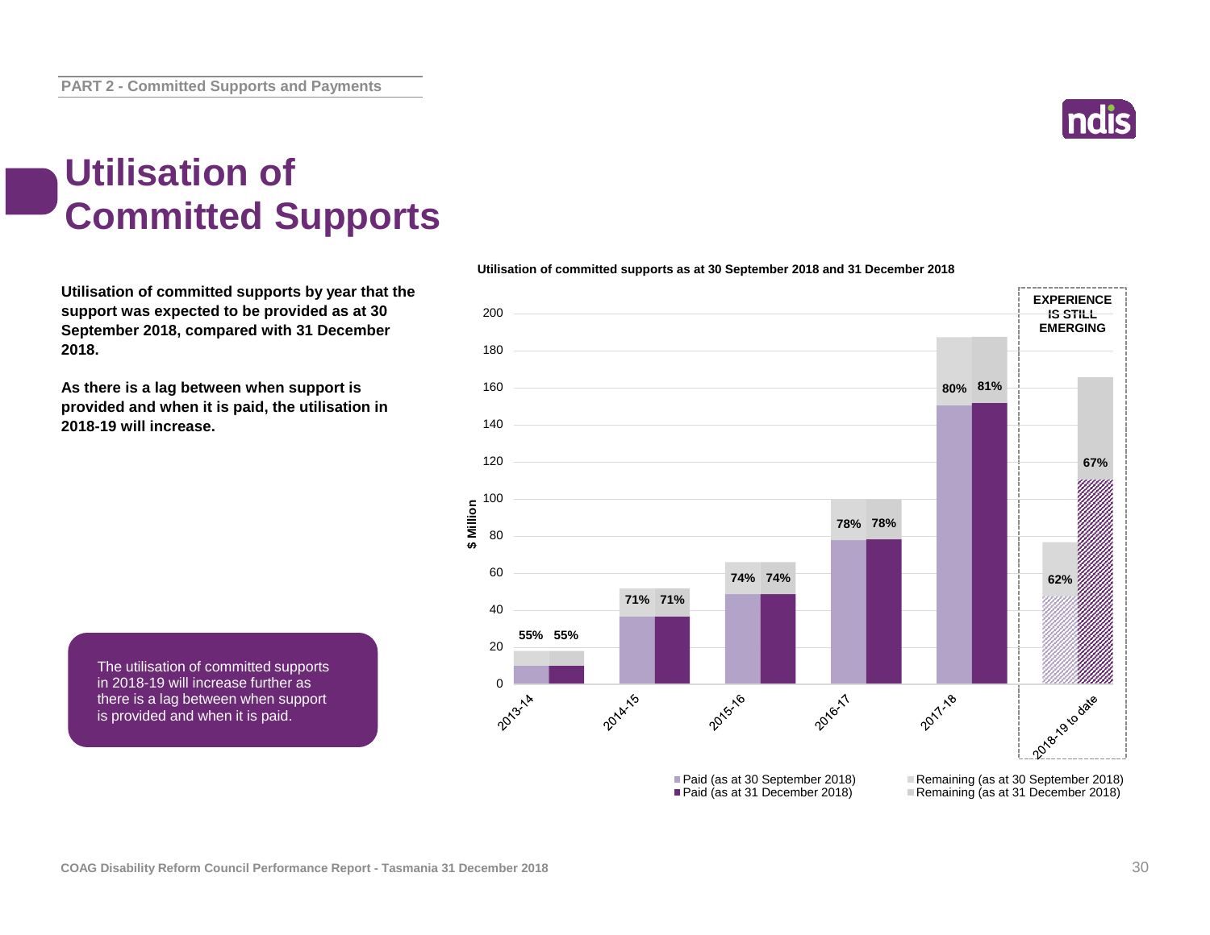# Utilisation of Committed Supports

**Utilisation of committed supports by year that the support was expected to be provided as at 30 September 2018, compared with 31 December 2018.**

**As there is a lag between when support is provided and when it is paid, the utilisation in 2018-19 will increase.**

The utilisation of committed supports in 2018-19 will increase further as there is a lag between when support is provided and when it is paid.

**Utilisation of committed supports as at 30 September 2018 and 31 December 2018**

| Year | Utilisation (as at 30 September 2018) | Utilisation (as at 31 December 2018) |
|---|---|---|
| 2013-14 | 55% | 55% |
| 2014-15 | 71% | 71% |
| 2015-16 | 74% | 74% |
| 2016-17 | 78% | 78% |
| 2017-18 | 80% | 81% |
| 2018-19 to date | 62% | 67% |

EXPERIENCE IS STILL EMERGING (2018-19 to date)

Legend: Paid (as at 30 September 2018); Paid (as at 31 December 2018); Remaining (as at 30 September 2018); Remaining (as at 31 December 2018). Y-axis: $ Million (0–200).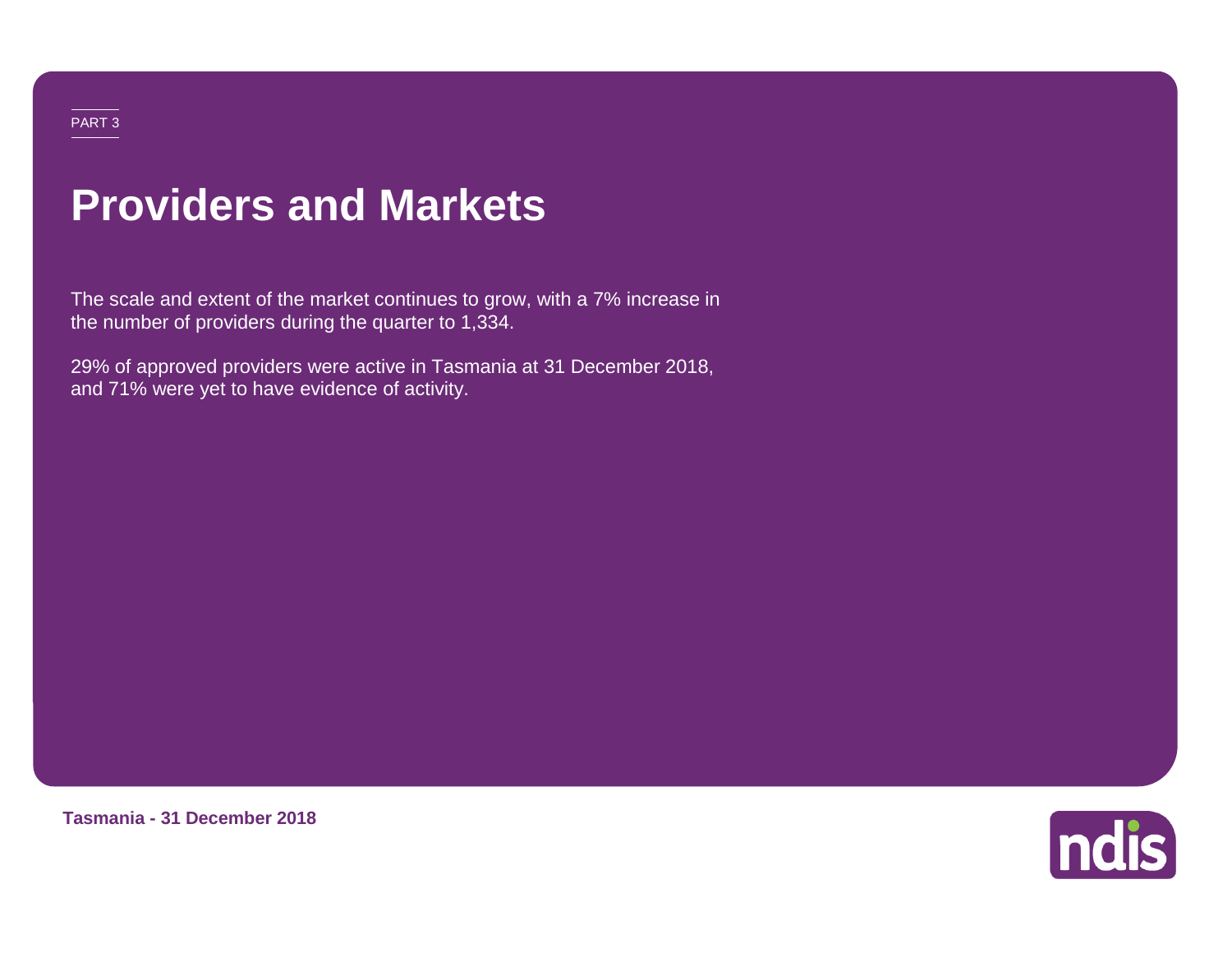PART 3

# Providers and Markets

The scale and extent of the market continues to grow, with a 7% increase in the number of providers during the quarter to 1,334.

29% of approved providers were active in Tasmania at 31 December 2018, and 71% were yet to have evidence of activity.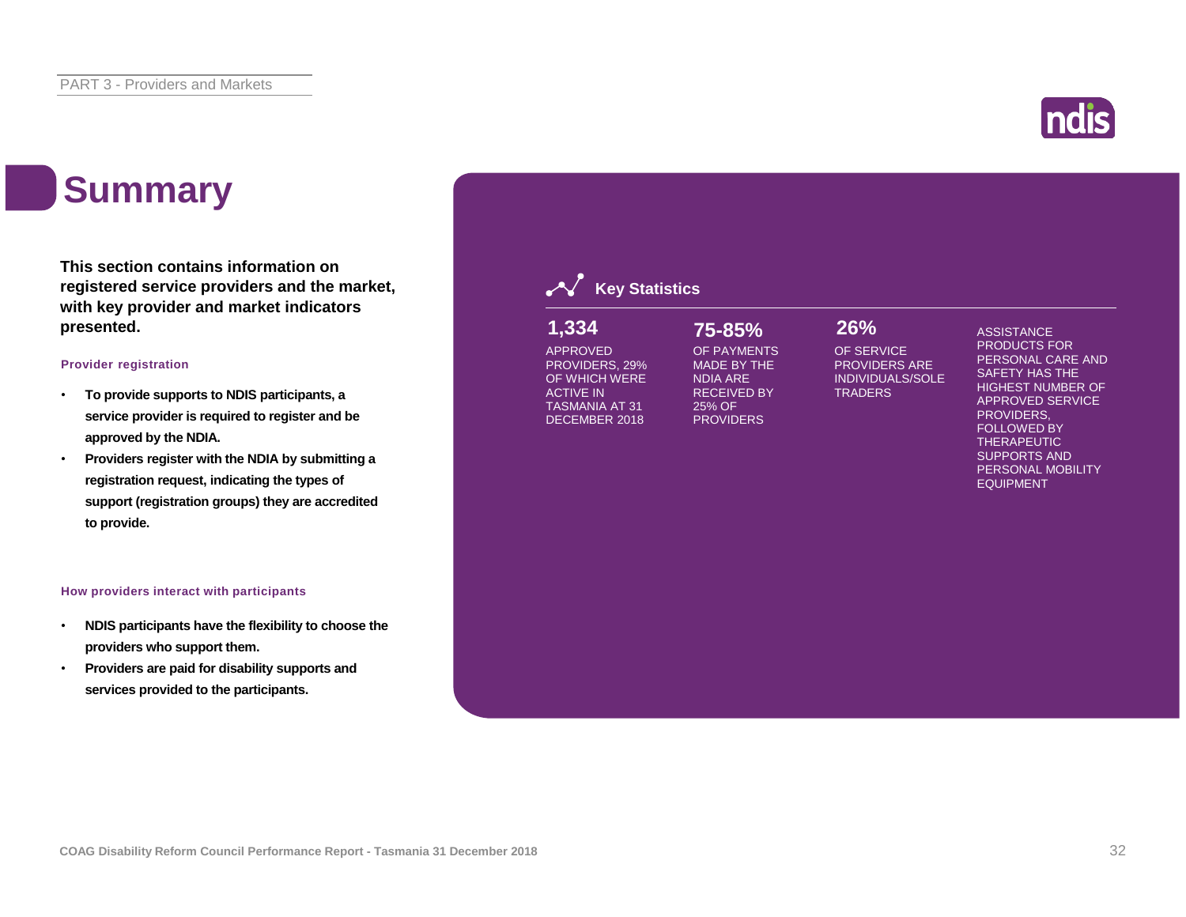# Summary

**This section contains information on registered service providers and the market, with key provider and market indicators presented.**

**Provider registration**

- **To provide supports to NDIS participants, a service provider is required to register and be approved by the NDIA.**
- **Providers register with the NDIA by submitting a registration request, indicating the types of support (registration groups) they are accredited to provide.**

**How providers interact with participants**

- **NDIS participants have the flexibility to choose the providers who support them.**
- **Providers are paid for disability supports and services provided to the participants.**

## Key Statistics

**1,334**

APPROVED PROVIDERS, 29% OF WHICH WERE ACTIVE IN TASMANIA AT 31 DECEMBER 2018

**75-85%**

OF PAYMENTS MADE BY THE NDIA ARE RECEIVED BY 25% OF PROVIDERS

**26%**

OF SERVICE PROVIDERS ARE INDIVIDUALS/SOLE TRADERS

ASSISTANCE PRODUCTS FOR PERSONAL CARE AND SAFETY HAS THE HIGHEST NUMBER OF APPROVED SERVICE PROVIDERS, FOLLOWED BY THERAPEUTIC SUPPORTS AND PERSONAL MOBILITY EQUIPMENT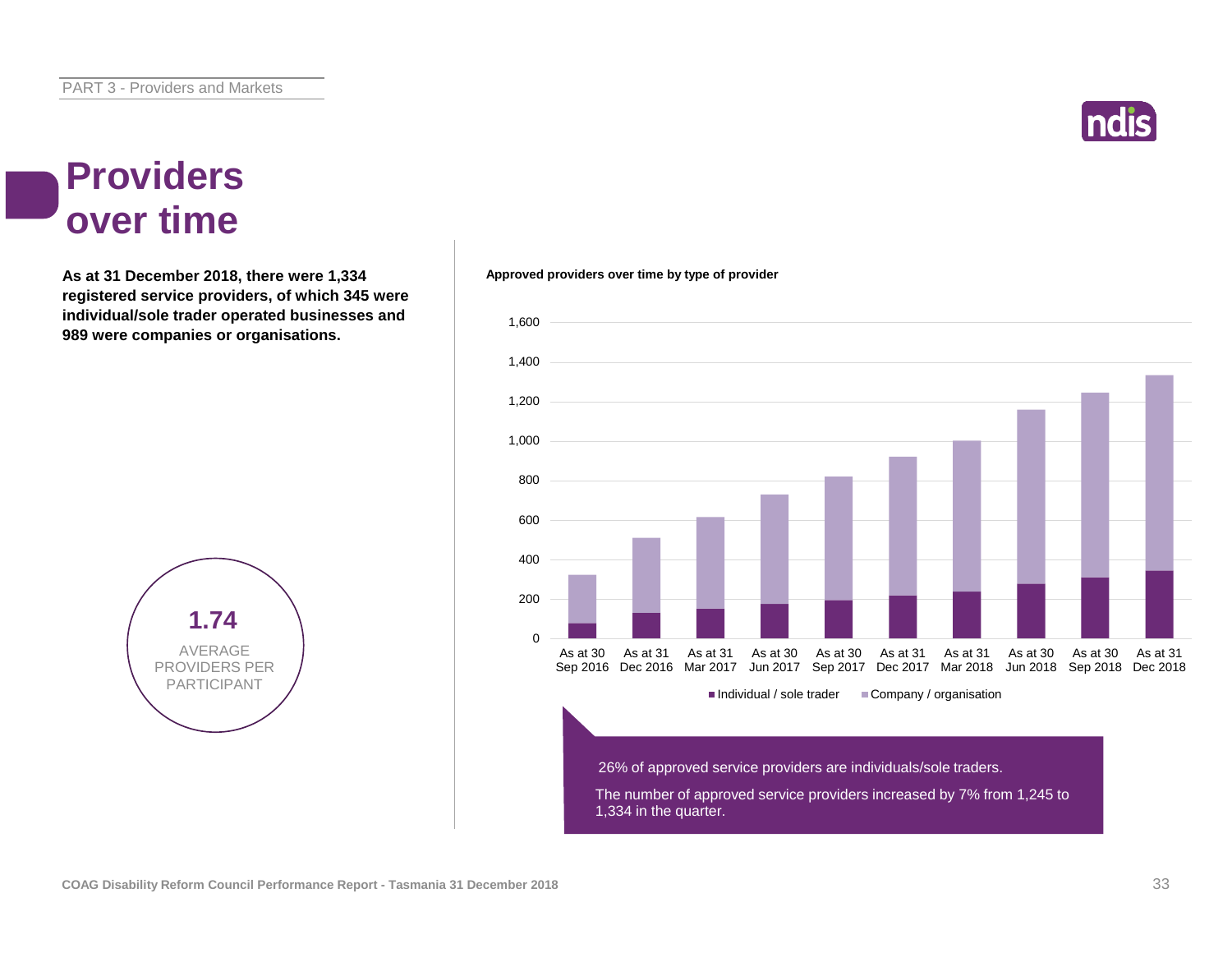# Providers over time

**As at 31 December 2018, there were 1,334 registered service providers, of which 345 were individual/sole trader operated businesses and 989 were companies or organisations.**

**1.74**

AVERAGE PROVIDERS PER PARTICIPANT

**Approved providers over time by type of provider**

26% of approved service providers are individuals/sole traders.

The number of approved service providers increased by 7% from 1,245 to 1,334 in the quarter.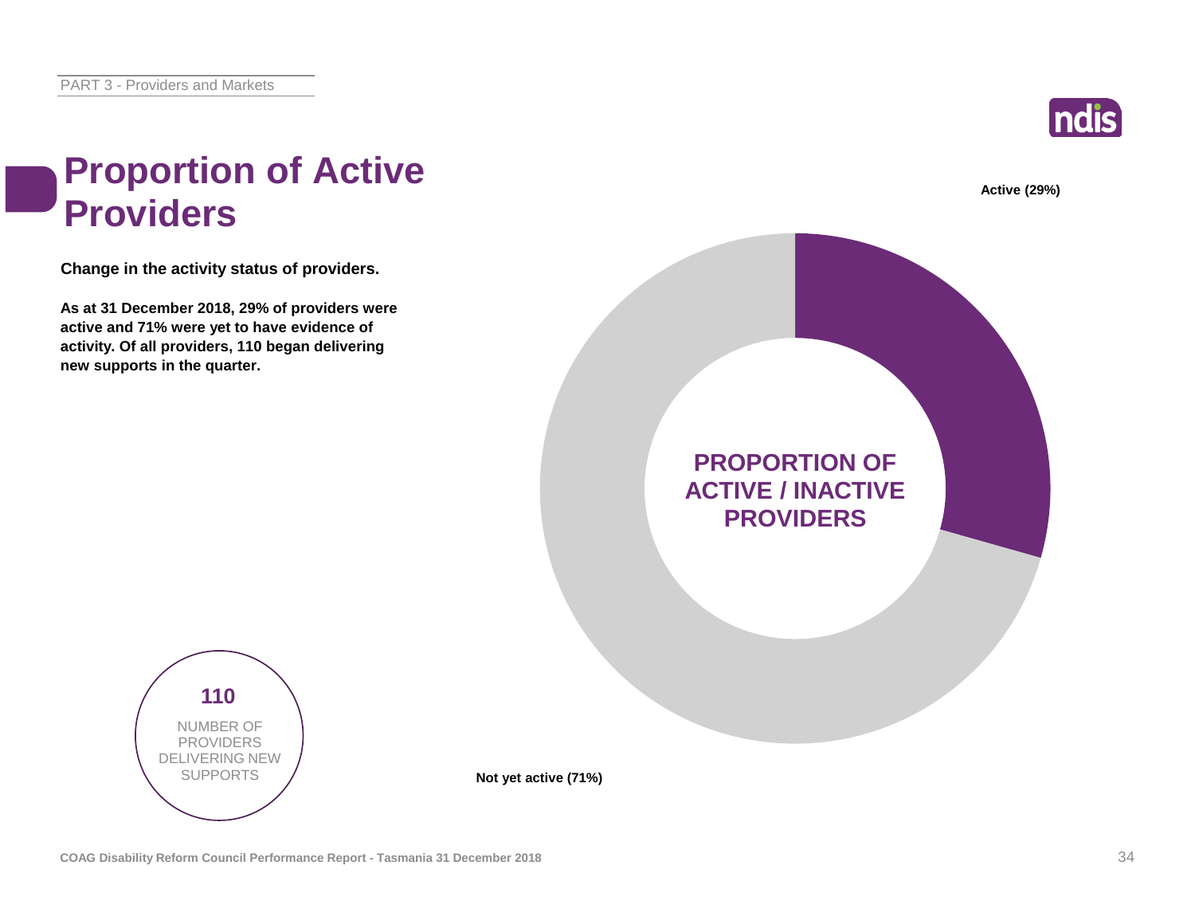# Proportion of Active Providers

**Change in the activity status of providers.**

**As at 31 December 2018, 29% of providers were active and 71% were yet to have evidence of activity. Of all providers, 110 began delivering new supports in the quarter.**

**PROPORTION OF ACTIVE / INACTIVE PROVIDERS**

**Active (29%)**

**Not yet active (71%)**

**110**

NUMBER OF PROVIDERS DELIVERING NEW SUPPORTS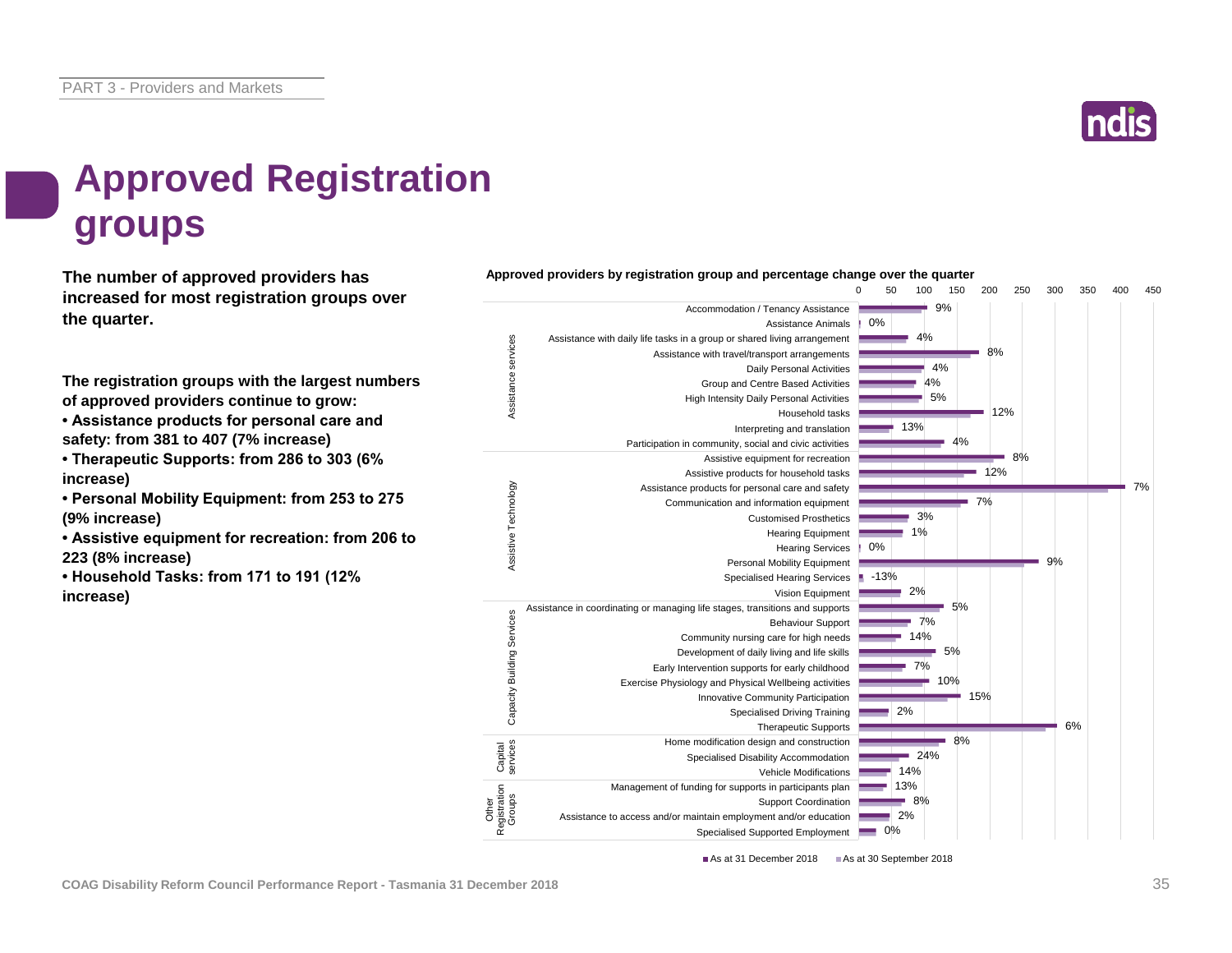# Approved Registration groups

**The number of approved providers has increased for most registration groups over the quarter.**

**The registration groups with the largest numbers of approved providers continue to grow:**

- **Assistance products for personal care and safety: from 381 to 407 (7% increase)**
- **Therapeutic Supports: from 286 to 303 (6% increase)**
- **Personal Mobility Equipment: from 253 to 275 (9% increase)**
- **Assistive equipment for recreation: from 206 to 223 (8% increase)**
- **Household Tasks: from 171 to 191 (12% increase)**

**Approved providers by registration group and percentage change over the quarter**

| Category | Registration group | % change |
|---|---|---|
| Assistance services | Accommodation / Tenancy Assistance | 9% |
| | Assistance Animals | 0% |
| | Assistance with daily life tasks in a group or shared living arrangement | 4% |
| | Assistance with travel/transport arrangements | 8% |
| | Daily Personal Activities | 4% |
| | Group and Centre Based Activities | 4% |
| | High Intensity Daily Personal Activities | 5% |
| | Household tasks | 12% |
| | Interpreting and translation | 13% |
| | Participation in community, social and civic activities | 4% |
| Assistive Technology | Assistive equipment for recreation | 8% |
| | Assistive products for household tasks | 12% |
| | Assistance products for personal care and safety | 7% |
| | Communication and information equipment | 7% |
| | Customised Prosthetics | 3% |
| | Hearing Equipment | 1% |
| | Hearing Services | 0% |
| | Personal Mobility Equipment | 9% |
| | Specialised Hearing Services | -13% |
| | Vision Equipment | 2% |
| Capacity Building Services | Assistance in coordinating or managing life stages, transitions and supports | 5% |
| | Behaviour Support | 7% |
| | Community nursing care for high needs | 14% |
| | Development of daily living and life skills | 5% |
| | Early Intervention supports for early childhood | 7% |
| | Exercise Physiology and Physical Wellbeing activities | 10% |
| | Innovative Community Participation | 15% |
| | Specialised Driving Training | 2% |
| | Therapeutic Supports | 6% |
| Capital services | Home modification design and construction | 8% |
| | Specialised Disability Accommodation | 24% |
| | Vehicle Modifications | 14% |
| Other Registration Groups | Management of funding for supports in participants plan | 13% |
| | Support Coordination | 8% |
| | Assistance to access and/or maintain employment and/or education | 2% |
| | Specialised Supported Employment | 0% |

■ As at 31 December 2018 ■ As at 30 September 2018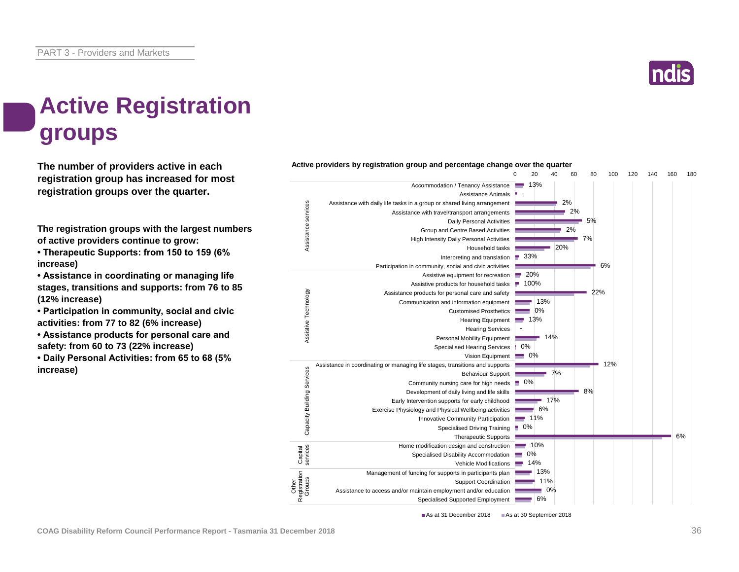# Active Registration groups

**The number of providers active in each registration group has increased for most registration groups over the quarter.**

**The registration groups with the largest numbers of active providers continue to grow:**

- **Therapeutic Supports: from 150 to 159 (6% increase)**
- **Assistance in coordinating or managing life stages, transitions and supports: from 76 to 85 (12% increase)**
- **Participation in community, social and civic activities: from 77 to 82 (6% increase)**
- **Assistance products for personal care and safety: from 60 to 73 (22% increase)**
- **Daily Personal Activities: from 65 to 68 (5% increase)**

**Active providers by registration group and percentage change over the quarter**

| Category | Registration group | % change |
|---|---|---|
| Assistance services | Accommodation / Tenancy Assistance | 13% |
| | Assistance Animals | - |
| | Assistance with daily life tasks in a group or shared living arrangement | 2% |
| | Assistance with travel/transport arrangements | 2% |
| | Daily Personal Activities | 5% |
| | Group and Centre Based Activities | 2% |
| | High Intensity Daily Personal Activities | 7% |
| | Household tasks | 20% |
| | Interpreting and translation | 33% |
| | Participation in community, social and civic activities | 6% |
| Assistive Technology | Assistive equipment for recreation | 20% |
| | Assistive products for household tasks | 100% |
| | Assistance products for personal care and safety | 22% |
| | Communication and information equipment | 13% |
| | Customised Prosthetics | 0% |
| | Hearing Equipment | 13% |
| | Hearing Services | - |
| | Personal Mobility Equipment | 14% |
| | Specialised Hearing Services | 0% |
| | Vision Equipment | 0% |
| Capacity Building Services | Assistance in coordinating or managing life stages, transitions and supports | 12% |
| | Behaviour Support | 7% |
| | Community nursing care for high needs | 0% |
| | Development of daily living and life skills | 8% |
| | Early Intervention supports for early childhood | 17% |
| | Exercise Physiology and Physical Wellbeing activities | 6% |
| | Innovative Community Participation | 11% |
| | Specialised Driving Training | 0% |
| | Therapeutic Supports | 6% |
| Capital services | Home modification design and construction | 10% |
| | Specialised Disability Accommodation | 0% |
| | Vehicle Modifications | 14% |
| Other Registration Groups | Management of funding for supports in participants plan | 13% |
| | Support Coordination | 11% |
| | Assistance to access and/or maintain employment and/or education | 0% |
| | Specialised Supported Employment | 6% |

■ As at 31 December 2018 ■ As at 30 September 2018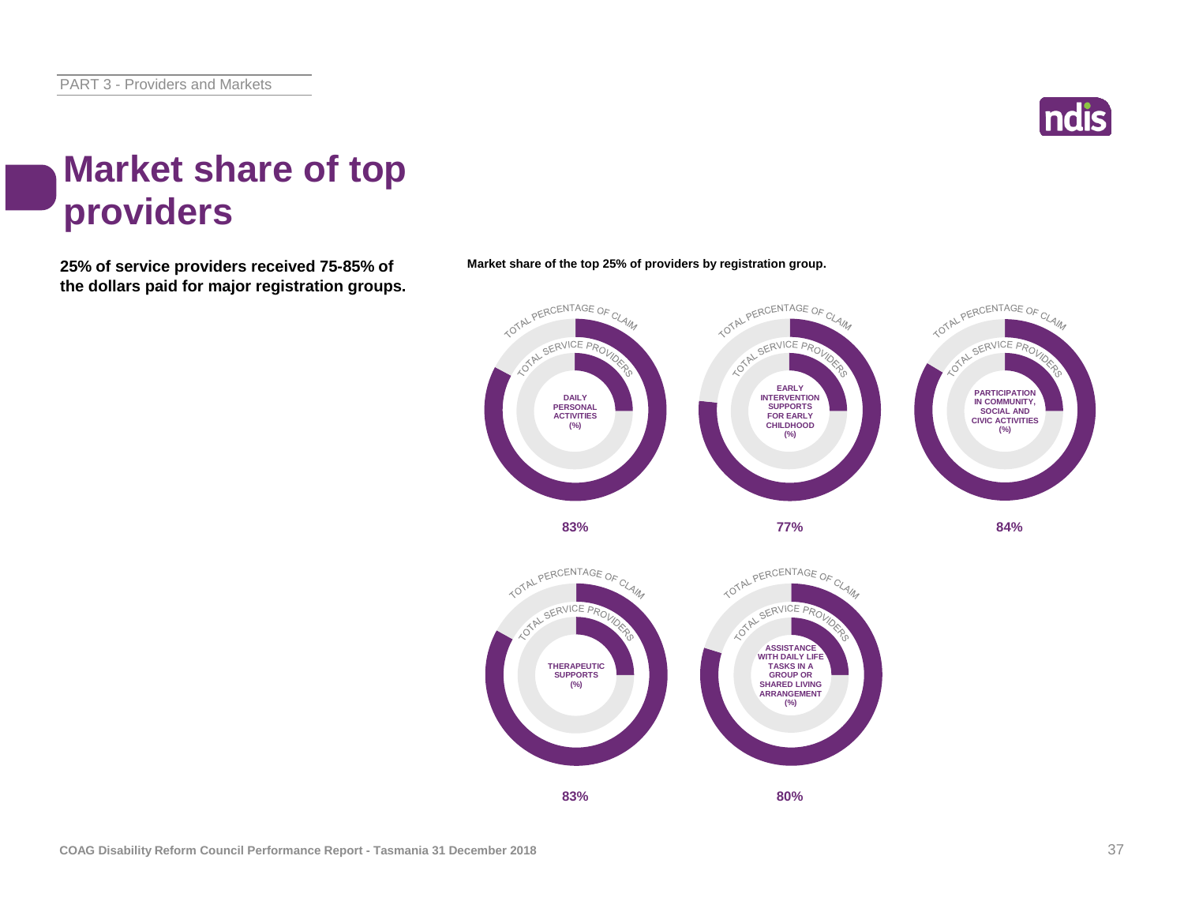# Market share of top providers

**25% of service providers received 75-85% of the dollars paid for major registration groups.**

**Market share of the top 25% of providers by registration group.**

| Registration group | Total percentage of claim |
| --- | --- |
| Daily personal activities (%) | 83% |
| Early intervention supports for early childhood (%) | 77% |
| Participation in community, social and civic activities (%) | 84% |
| Therapeutic supports (%) | 83% |
| Assistance with daily life tasks in a group or shared living arrangement (%) | 80% |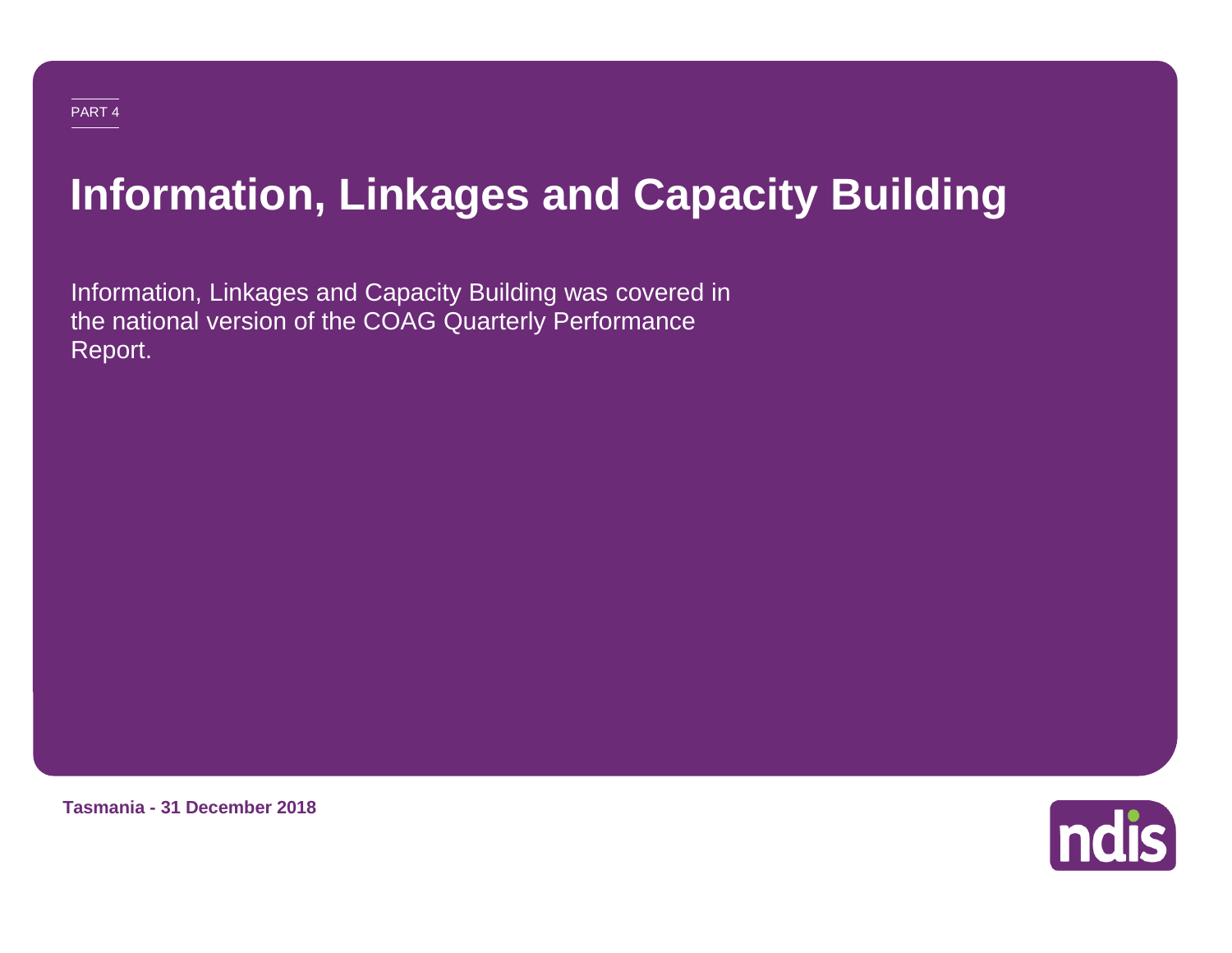PART 4

# Information, Linkages and Capacity Building

Information, Linkages and Capacity Building was covered in the national version of the COAG Quarterly Performance Report.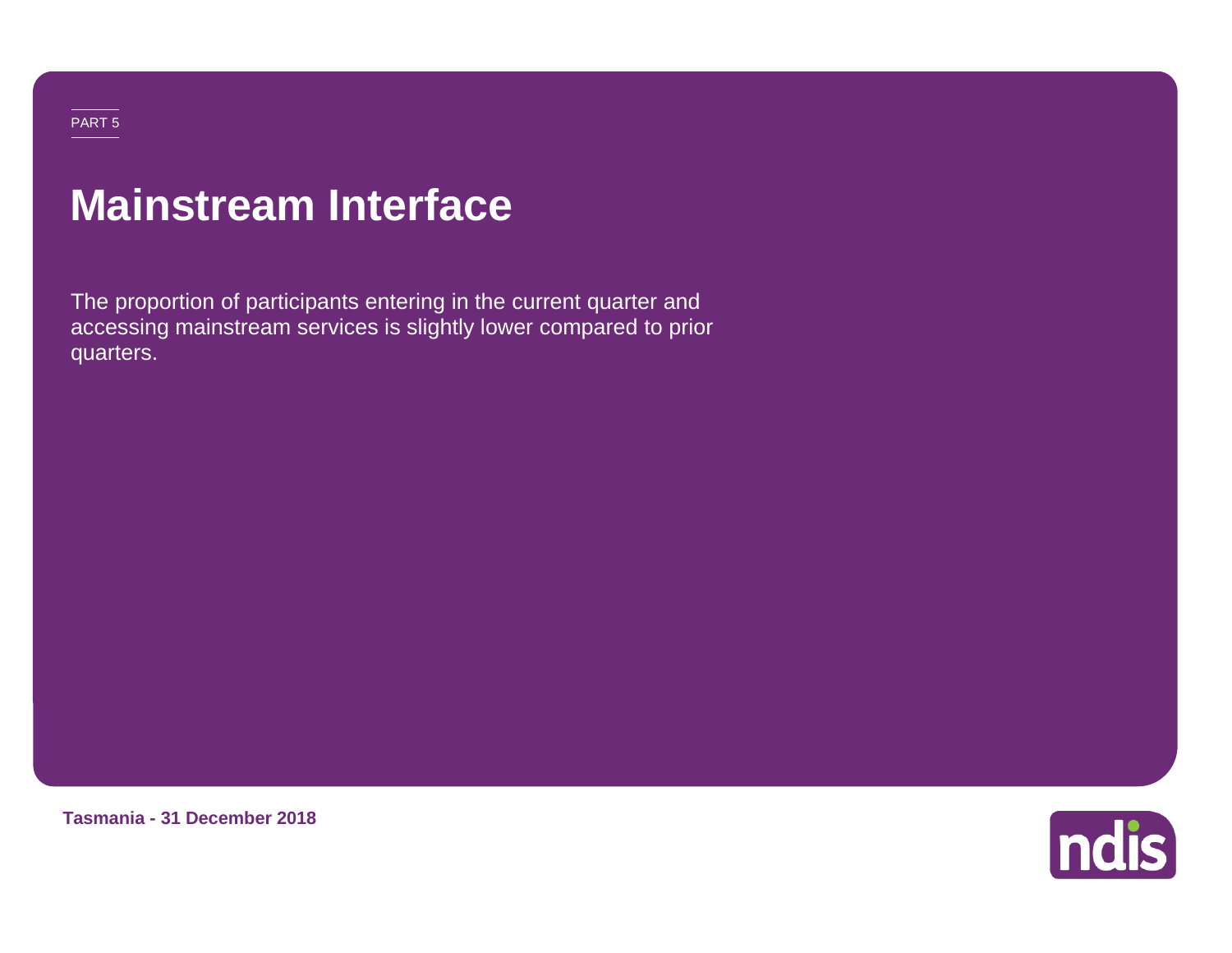PART 5

# Mainstream Interface

The proportion of participants entering in the current quarter and accessing mainstream services is slightly lower compared to prior quarters.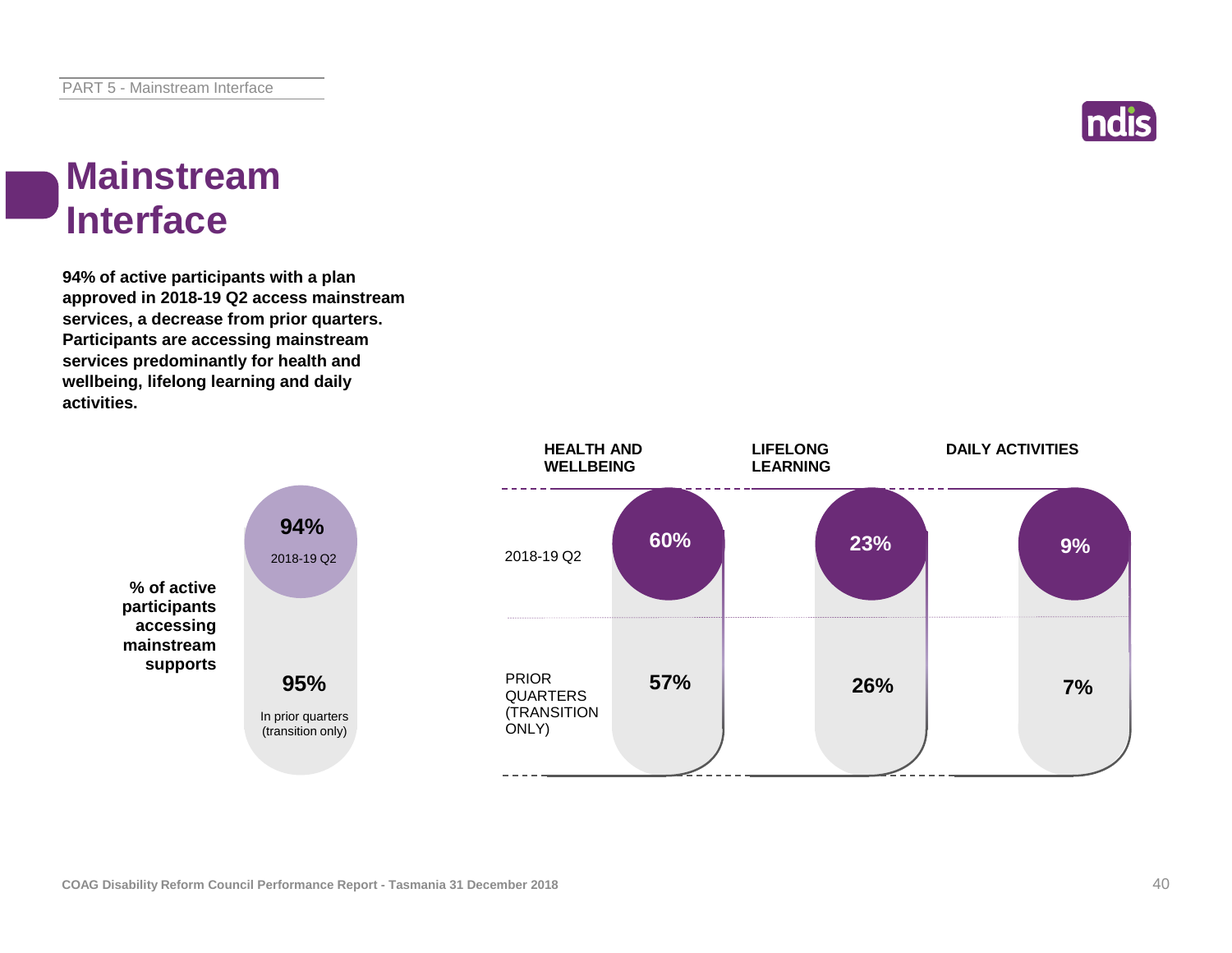# Mainstream Interface

**94% of active participants with a plan approved in 2018-19 Q2 access mainstream services, a decrease from prior quarters. Participants are accessing mainstream services predominantly for health and wellbeing, lifelong learning and daily activities.**

**% of active participants accessing mainstream supports**

| | |
|---|---|
| 2018-19 Q2 | 94% |
| In prior quarters (transition only) | 95% |

| | HEALTH AND WELLBEING | LIFELONG LEARNING | DAILY ACTIVITIES |
|---|---|---|---|
| 2018-19 Q2 | 60% | 23% | 9% |
| PRIOR QUARTERS (TRANSITION ONLY) | 57% | 26% | 7% |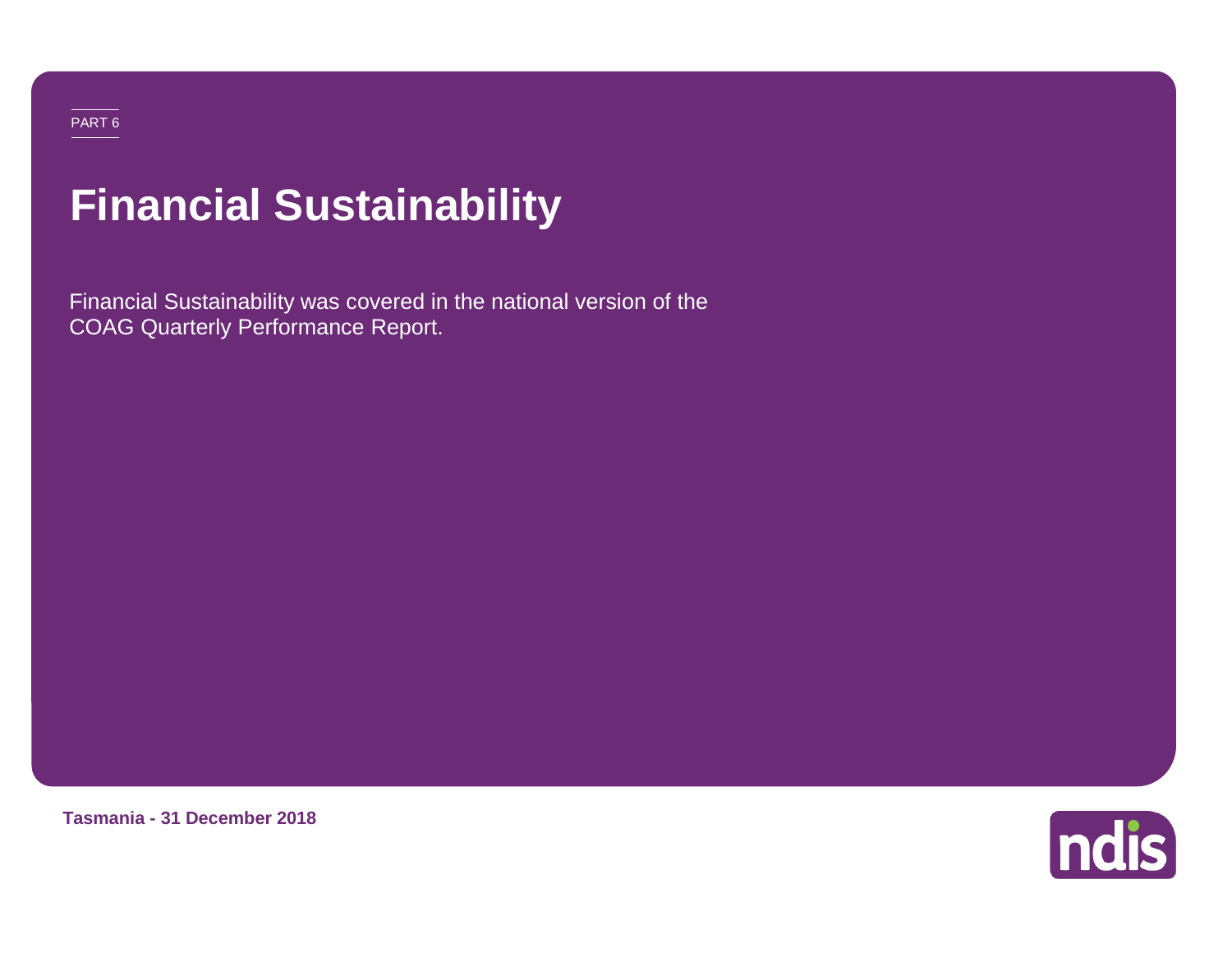PART 6

# Financial Sustainability

Financial Sustainability was covered in the national version of the COAG Quarterly Performance Report.